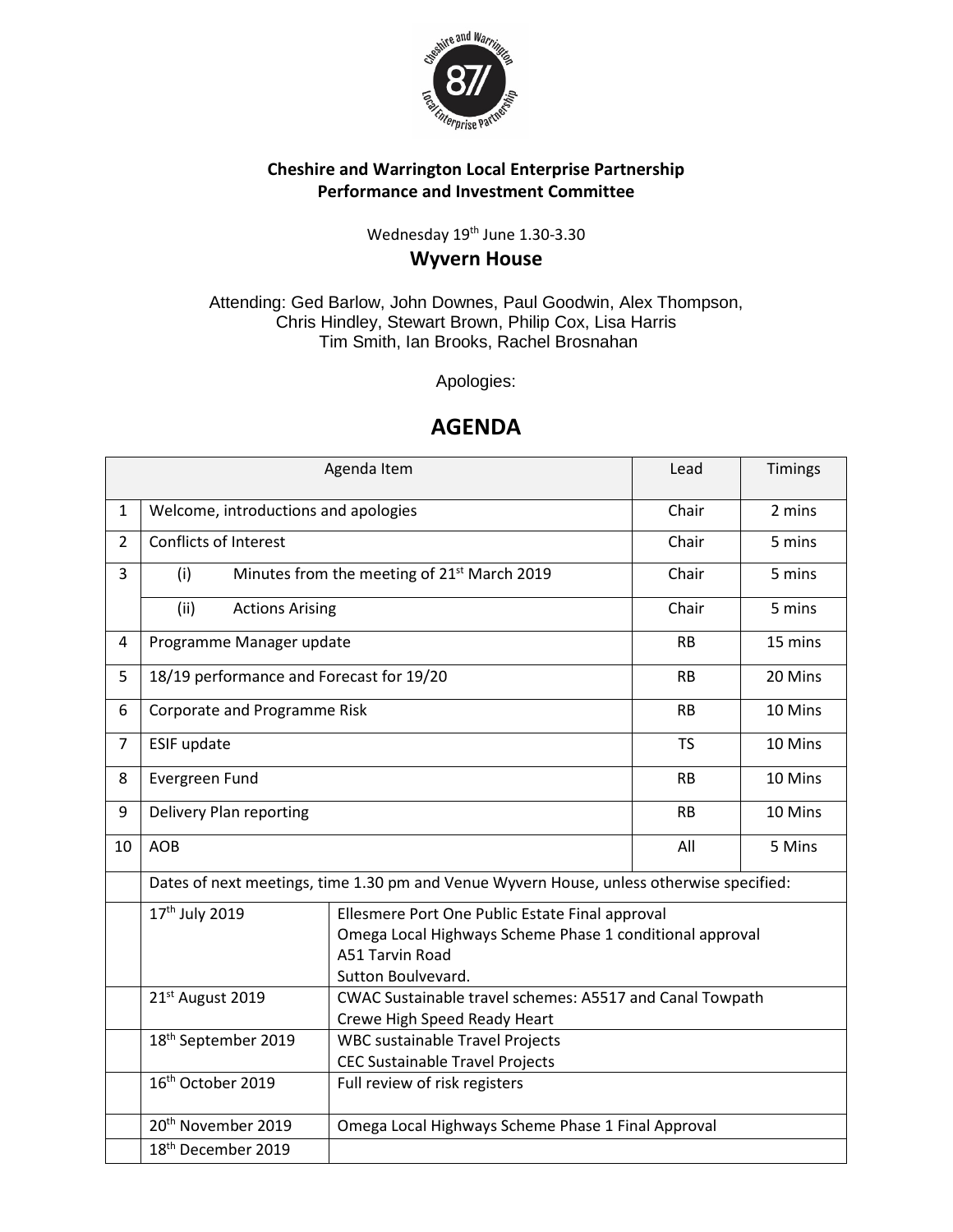**Cheshire and Warrington Local Enterprise Partnership**
**Performance and Investment Committee**

Wednesday 19th June 1.30-3.30

### Wyvern House

Attending: Ged Barlow, John Downes, Paul Goodwin, Alex Thompson, Chris Hindley, Stewart Brown, Philip Cox, Lisa Harris Tim Smith, Ian Brooks, Rachel Brosnahan

Apologies:

## AGENDA

| | Agenda Item | | Lead | Timings |
|---|---|---|---|---|
| 1 | Welcome, introductions and apologies | | Chair | 2 mins |
| 2 | Conflicts of Interest | | Chair | 5 mins |
| 3 | (i) Minutes from the meeting of 21st March 2019 | | Chair | 5 mins |
| | (ii) Actions Arising | | Chair | 5 mins |
| 4 | Programme Manager update | | RB | 15 mins |
| 5 | 18/19 performance and Forecast for 19/20 | | RB | 20 Mins |
| 6 | Corporate and Programme Risk | | RB | 10 Mins |
| 7 | ESIF update | | TS | 10 Mins |
| 8 | Evergreen Fund | | RB | 10 Mins |
| 9 | Delivery Plan reporting | | RB | 10 Mins |
| 10 | AOB | | All | 5 Mins |
| | Dates of next meetings, time 1.30 pm and Venue Wyvern House, unless otherwise specified: | | | |
| | 17th July 2019 | Ellesmere Port One Public Estate Final approval<br>Omega Local Highways Scheme Phase 1 conditional approval<br>A51 Tarvin Road<br>Sutton Boulvevard. | | |
| | 21st August 2019 | CWAC Sustainable travel schemes: A5517 and Canal Towpath<br>Crewe High Speed Ready Heart | | |
| | 18th September 2019 | WBC sustainable Travel Projects<br>CEC Sustainable Travel Projects | | |
| | 16th October 2019 | Full review of risk registers | | |
| | 20th November 2019 | Omega Local Highways Scheme Phase 1 Final Approval | | |
| | 18th December 2019 | | | |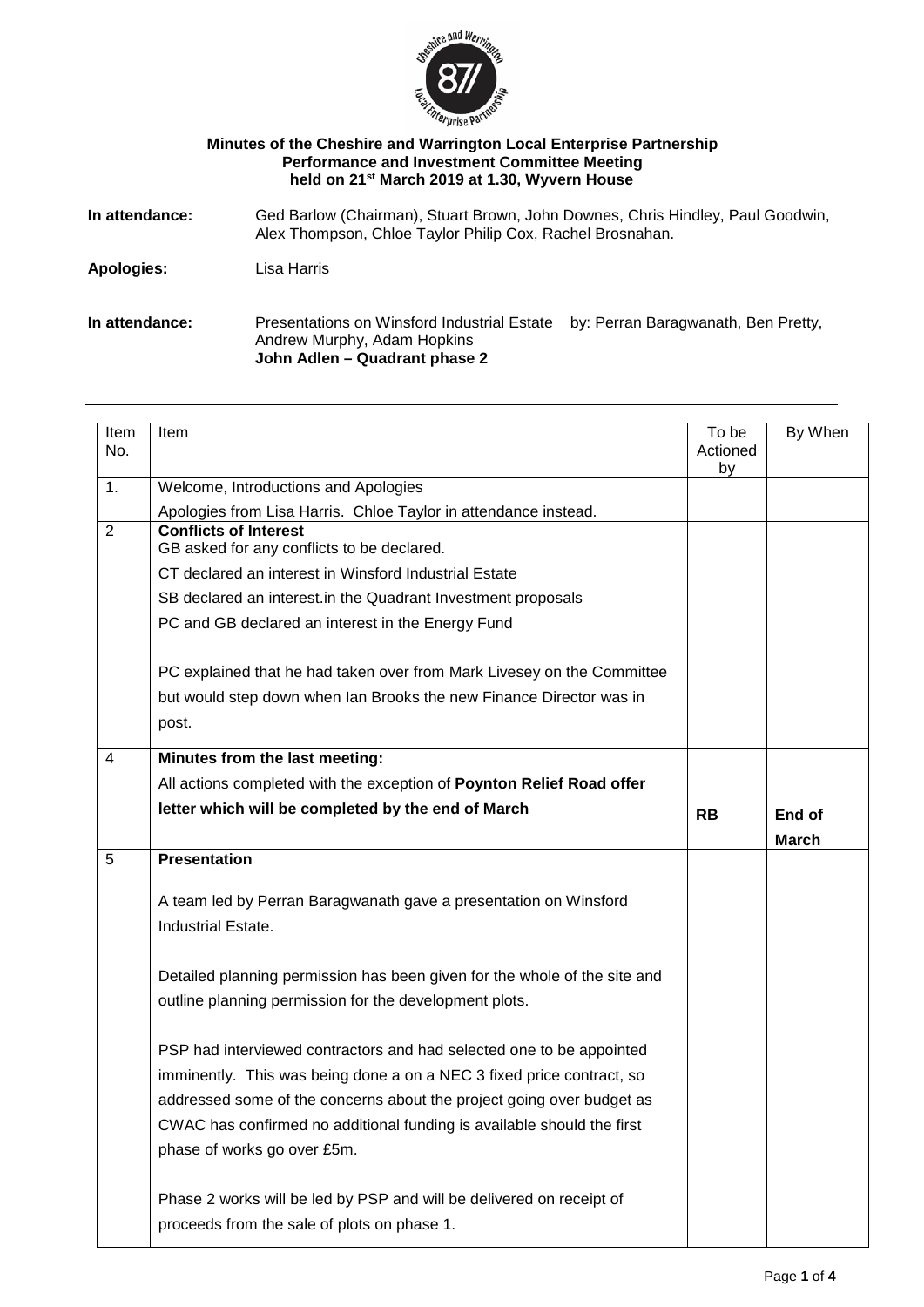**Minutes of the Cheshire and Warrington Local Enterprise Partnership Performance and Investment Committee Meeting held on 21st March 2019 at 1.30, Wyvern House**

**In attendance:** Ged Barlow (Chairman), Stuart Brown, John Downes, Chris Hindley, Paul Goodwin, Alex Thompson, Chloe Taylor Philip Cox, Rachel Brosnahan.

**Apologies:** Lisa Harris

**In attendance:** Presentations on Winsford Industrial Estate by: Perran Baragwanath, Ben Pretty, Andrew Murphy, Adam Hopkins
**John Adlen – Quadrant phase 2**

| Item No. | Item | To be Actioned by | By When |
|---|---|---|---|
| 1. | Welcome, Introductions and Apologies<br>Apologies from Lisa Harris. Chloe Taylor in attendance instead. | | |
| 2 | **Conflicts of Interest**<br>GB asked for any conflicts to be declared.<br>CT declared an interest in Winsford Industrial Estate<br>SB declared an interest.in the Quadrant Investment proposals<br>PC and GB declared an interest in the Energy Fund<br><br>PC explained that he had taken over from Mark Livesey on the Committee but would step down when Ian Brooks the new Finance Director was in post. | | |
| 4 | **Minutes from the last meeting:**<br>All actions completed with the exception of **Poynton Relief Road offer letter which will be completed by the end of March** | **RB** | **End of March** |
| 5 | **Presentation**<br><br>A team led by Perran Baragwanath gave a presentation on Winsford Industrial Estate.<br><br>Detailed planning permission has been given for the whole of the site and outline planning permission for the development plots.<br><br>PSP had interviewed contractors and had selected one to be appointed imminently. This was being done a on a NEC 3 fixed price contract, so addressed some of the concerns about the project going over budget as CWAC has confirmed no additional funding is available should the first phase of works go over £5m.<br><br>Phase 2 works will be led by PSP and will be delivered on receipt of proceeds from the sale of plots on phase 1. | | |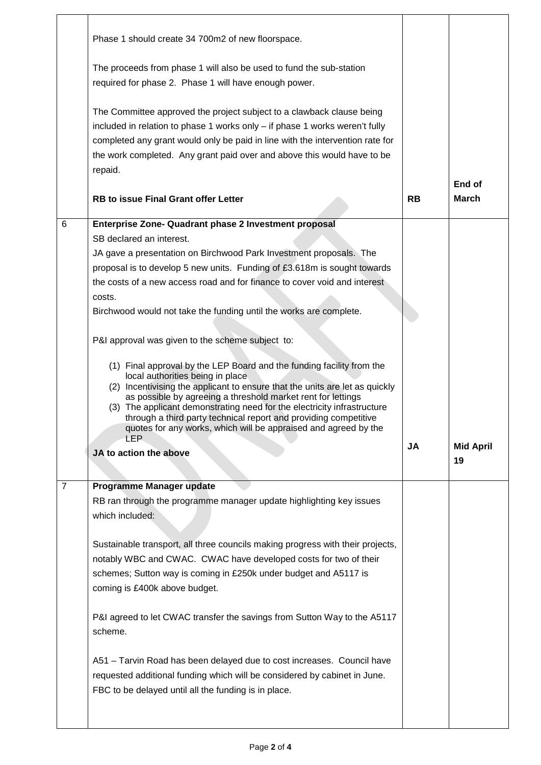| | | | |
|---|---|---|---|
| | Phase 1 should create 34 700m2 of new floorspace.<br><br>The proceeds from phase 1 will also be used to fund the sub-station required for phase 2. Phase 1 will have enough power.<br><br>The Committee approved the project subject to a clawback clause being included in relation to phase 1 works only – if phase 1 works weren't fully completed any grant would only be paid in line with the intervention rate for the work completed. Any grant paid over and above this would have to be repaid.<br><br>**RB to issue Final Grant offer Letter** | **RB** | **End of March** |
| 6 | **Enterprise Zone- Quadrant phase 2 Investment proposal**<br>SB declared an interest.<br>JA gave a presentation on Birchwood Park Investment proposals. The proposal is to develop 5 new units. Funding of £3.618m is sought towards the costs of a new access road and for finance to cover void and interest costs.<br>Birchwood would not take the funding until the works are complete.<br><br>P&I approval was given to the scheme subject to:<br><br>(1) Final approval by the LEP Board and the funding facility from the local authorities being in place<br>(2) Incentivising the applicant to ensure that the units are let as quickly as possible by agreeing a threshold market rent for lettings<br>(3) The applicant demonstrating need for the electricity infrastructure through a third party technical report and providing competitive quotes for any works, which will be appraised and agreed by the LEP<br><br>**JA to action the above** | **JA** | **Mid April 19** |
| 7 | **Programme Manager update**<br>RB ran through the programme manager update highlighting key issues which included:<br><br>Sustainable transport, all three councils making progress with their projects, notably WBC and CWAC. CWAC have developed costs for two of their schemes; Sutton way is coming in £250k under budget and A5117 is coming is £400k above budget.<br><br>P&I agreed to let CWAC transfer the savings from Sutton Way to the A5117 scheme.<br><br>A51 – Tarvin Road has been delayed due to cost increases. Council have requested additional funding which will be considered by cabinet in June. FBC to be delayed until all the funding is in place. | | |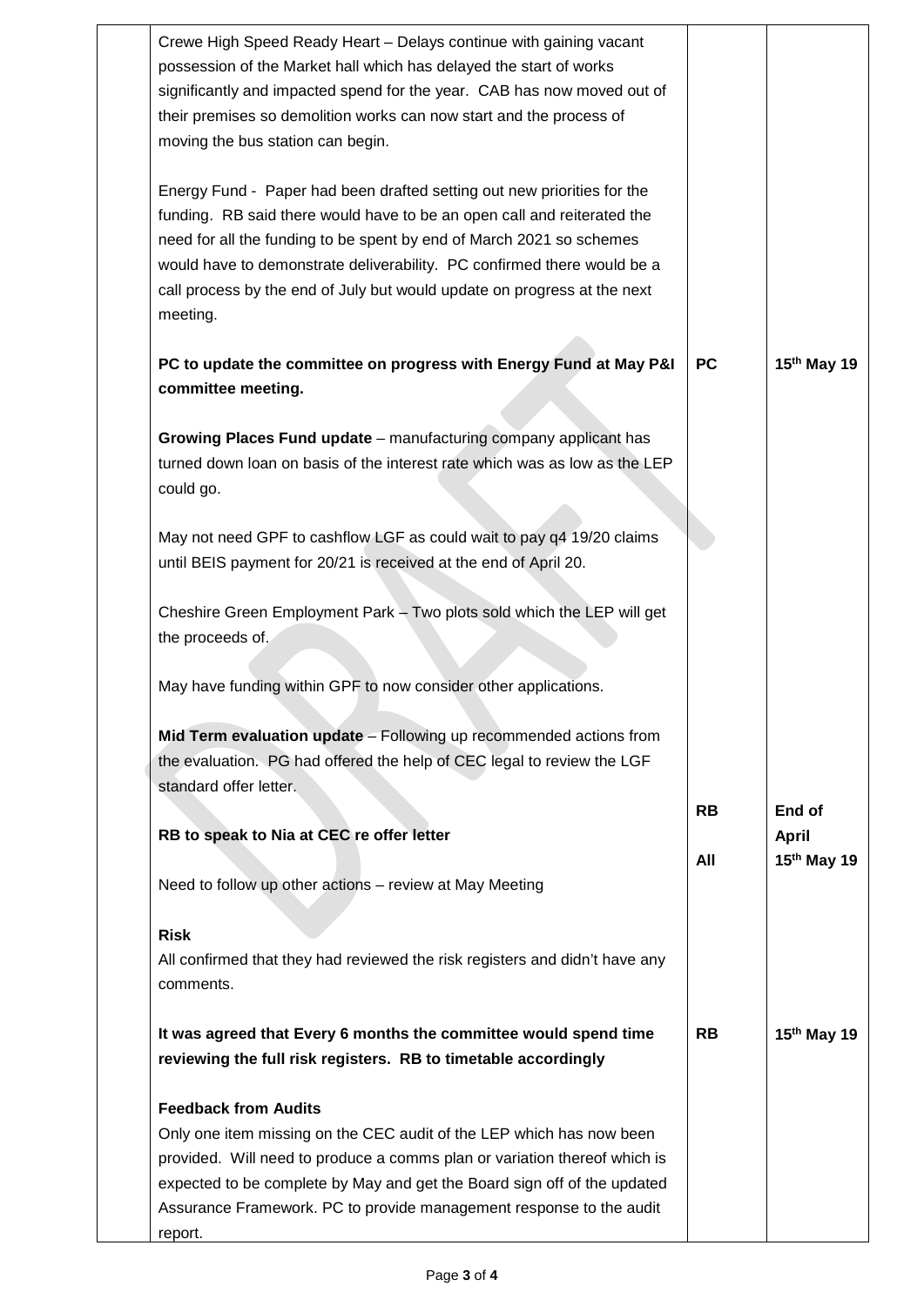| | | | |
|---|---|---|---|
| | Crewe High Speed Ready Heart – Delays continue with gaining vacant possession of the Market hall which has delayed the start of works significantly and impacted spend for the year. CAB has now moved out of their premises so demolition works can now start and the process of moving the bus station can begin.<br><br>Energy Fund - Paper had been drafted setting out new priorities for the funding. RB said there would have to be an open call and reiterated the need for all the funding to be spent by end of March 2021 so schemes would have to demonstrate deliverability. PC confirmed there would be a call process by the end of July but would update on progress at the next meeting. | | |
| | **PC to update the committee on progress with Energy Fund at May P&I committee meeting.** | **PC** | **15th May 19** |
| | **Growing Places Fund update** – manufacturing company applicant has turned down loan on basis of the interest rate which was as low as the LEP could go.<br><br>May not need GPF to cashflow LGF as could wait to pay q4 19/20 claims until BEIS payment for 20/21 is received at the end of April 20.<br><br>Cheshire Green Employment Park – Two plots sold which the LEP will get the proceeds of.<br><br>May have funding within GPF to now consider other applications.<br><br>**Mid Term evaluation update** – Following up recommended actions from the evaluation. PG had offered the help of CEC legal to review the LGF standard offer letter. | | |
| | **RB to speak to Nia at CEC re offer letter** | **RB** | **End of April** |
| | Need to follow up other actions – review at May Meeting | **All** | **15th May 19** |
| | **Risk**<br>All confirmed that they had reviewed the risk registers and didn't have any comments. | | |
| | **It was agreed that Every 6 months the committee would spend time reviewing the full risk registers. RB to timetable accordingly** | **RB** | **15th May 19** |
| | **Feedback from Audits**<br>Only one item missing on the CEC audit of the LEP which has now been provided. Will need to produce a comms plan or variation thereof which is expected to be complete by May and get the Board sign off of the updated Assurance Framework. PC to provide management response to the audit report. | | |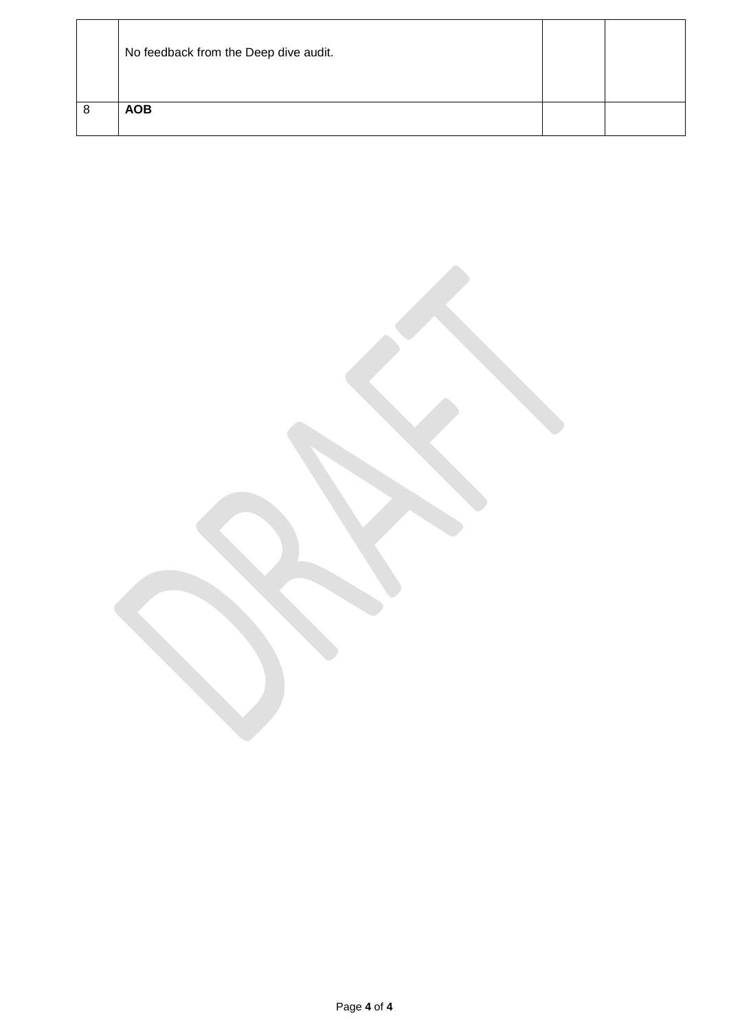| | | | |
|---|---|---|---|
| | No feedback from the Deep dive audit. | | |
| 8 | **AOB** | | |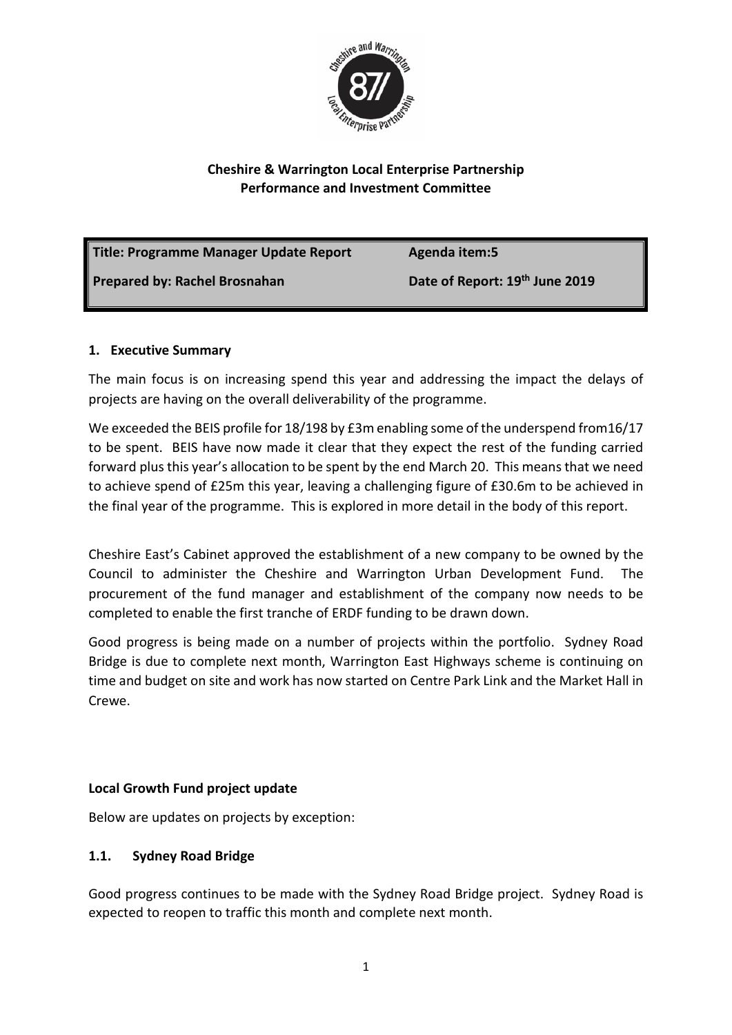**Cheshire & Warrington Local Enterprise Partnership**
**Performance and Investment Committee**

| **Title: Programme Manager Update Report** | **Agenda item:5** |
|---|---|
| **Prepared by: Rachel Brosnahan** | **Date of Report: 19th June 2019** |

## 1. Executive Summary

The main focus is on increasing spend this year and addressing the impact the delays of projects are having on the overall deliverability of the programme.

We exceeded the BEIS profile for 18/198 by £3m enabling some of the underspend from16/17 to be spent. BEIS have now made it clear that they expect the rest of the funding carried forward plus this year's allocation to be spent by the end March 20. This means that we need to achieve spend of £25m this year, leaving a challenging figure of £30.6m to be achieved in the final year of the programme. This is explored in more detail in the body of this report.

Cheshire East's Cabinet approved the establishment of a new company to be owned by the Council to administer the Cheshire and Warrington Urban Development Fund. The procurement of the fund manager and establishment of the company now needs to be completed to enable the first tranche of ERDF funding to be drawn down.

Good progress is being made on a number of projects within the portfolio. Sydney Road Bridge is due to complete next month, Warrington East Highways scheme is continuing on time and budget on site and work has now started on Centre Park Link and the Market Hall in Crewe.

## Local Growth Fund project update

Below are updates on projects by exception:

### 1.1. Sydney Road Bridge

Good progress continues to be made with the Sydney Road Bridge project. Sydney Road is expected to reopen to traffic this month and complete next month.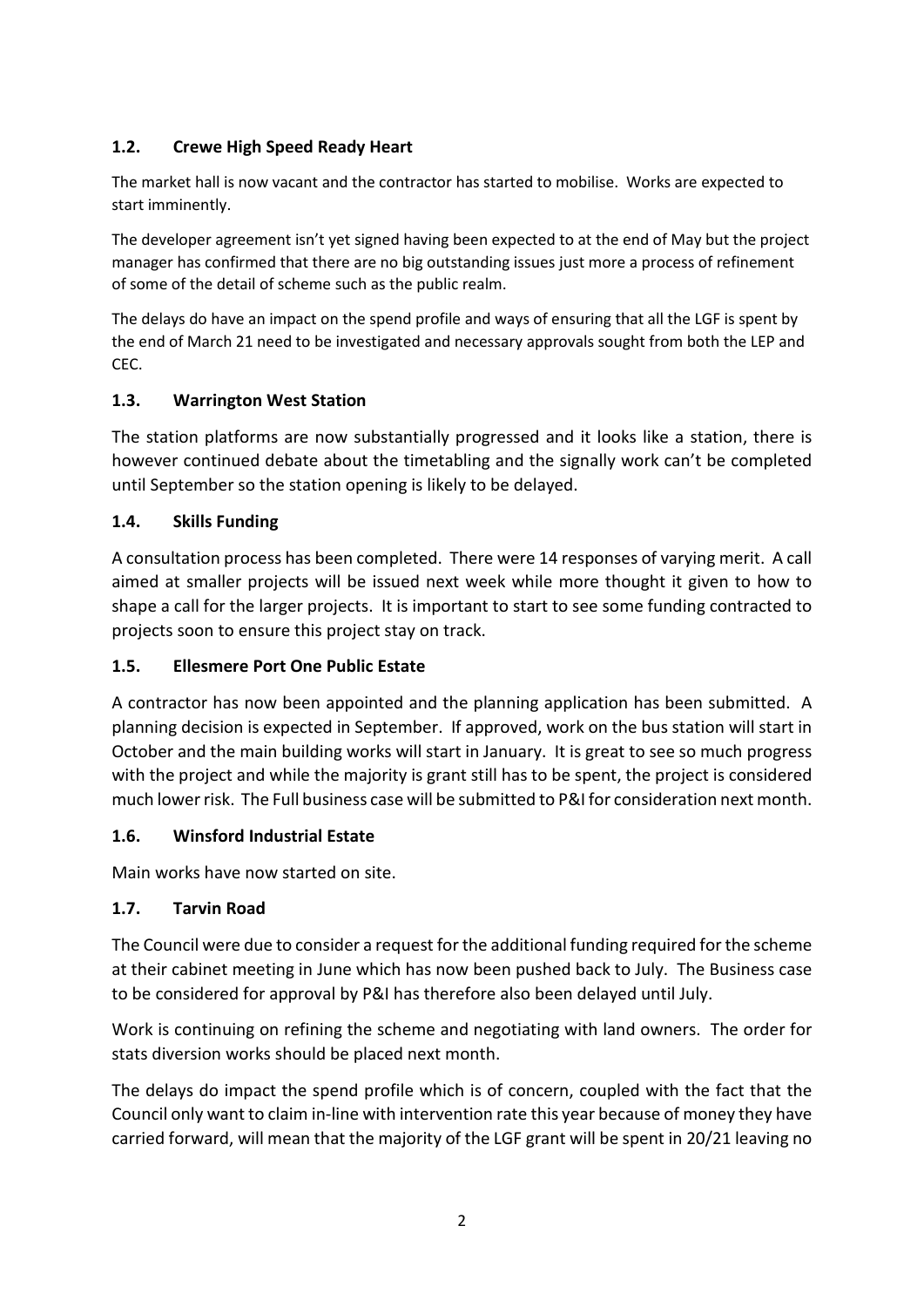### 1.2. Crewe High Speed Ready Heart

The market hall is now vacant and the contractor has started to mobilise. Works are expected to start imminently.

The developer agreement isn't yet signed having been expected to at the end of May but the project manager has confirmed that there are no big outstanding issues just more a process of refinement of some of the detail of scheme such as the public realm.

The delays do have an impact on the spend profile and ways of ensuring that all the LGF is spent by the end of March 21 need to be investigated and necessary approvals sought from both the LEP and CEC.

### 1.3. Warrington West Station

The station platforms are now substantially progressed and it looks like a station, there is however continued debate about the timetabling and the signally work can't be completed until September so the station opening is likely to be delayed.

### 1.4. Skills Funding

A consultation process has been completed. There were 14 responses of varying merit. A call aimed at smaller projects will be issued next week while more thought it given to how to shape a call for the larger projects. It is important to start to see some funding contracted to projects soon to ensure this project stay on track.

### 1.5. Ellesmere Port One Public Estate

A contractor has now been appointed and the planning application has been submitted. A planning decision is expected in September. If approved, work on the bus station will start in October and the main building works will start in January. It is great to see so much progress with the project and while the majority is grant still has to be spent, the project is considered much lower risk. The Full business case will be submitted to P&I for consideration next month.

### 1.6. Winsford Industrial Estate

Main works have now started on site.

### 1.7. Tarvin Road

The Council were due to consider a request for the additional funding required for the scheme at their cabinet meeting in June which has now been pushed back to July. The Business case to be considered for approval by P&I has therefore also been delayed until July.

Work is continuing on refining the scheme and negotiating with land owners. The order for stats diversion works should be placed next month.

The delays do impact the spend profile which is of concern, coupled with the fact that the Council only want to claim in-line with intervention rate this year because of money they have carried forward, will mean that the majority of the LGF grant will be spent in 20/21 leaving no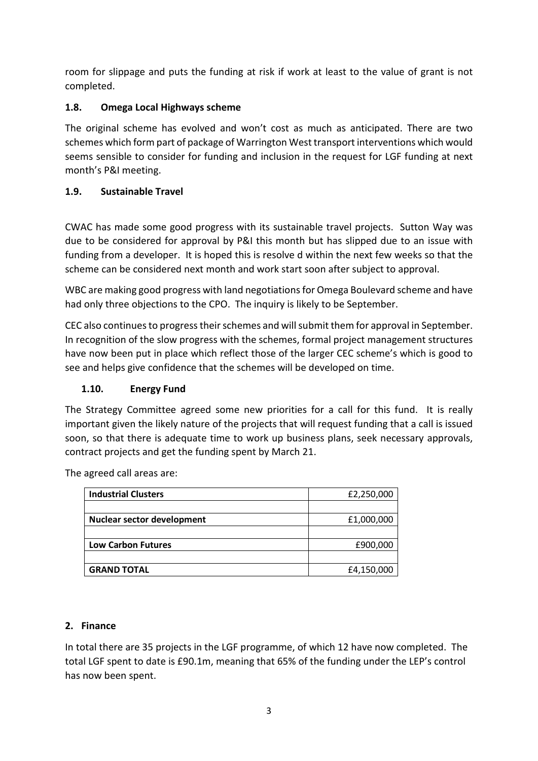room for slippage and puts the funding at risk if work at least to the value of grant is not completed.

### 1.8. Omega Local Highways scheme

The original scheme has evolved and won't cost as much as anticipated. There are two schemes which form part of package of Warrington West transport interventions which would seems sensible to consider for funding and inclusion in the request for LGF funding at next month's P&I meeting.

### 1.9. Sustainable Travel

CWAC has made some good progress with its sustainable travel projects. Sutton Way was due to be considered for approval by P&I this month but has slipped due to an issue with funding from a developer. It is hoped this is resolve d within the next few weeks so that the scheme can be considered next month and work start soon after subject to approval.

WBC are making good progress with land negotiations for Omega Boulevard scheme and have had only three objections to the CPO. The inquiry is likely to be September.

CEC also continues to progress their schemes and will submit them for approval in September. In recognition of the slow progress with the schemes, formal project management structures have now been put in place which reflect those of the larger CEC scheme's which is good to see and helps give confidence that the schemes will be developed on time.

### 1.10. Energy Fund

The Strategy Committee agreed some new priorities for a call for this fund. It is really important given the likely nature of the projects that will request funding that a call is issued soon, so that there is adequate time to work up business plans, seek necessary approvals, contract projects and get the funding spent by March 21.

The agreed call areas are:

| **Industrial Clusters** | £2,250,000 |
|---|---|
| | |
| **Nuclear sector development** | £1,000,000 |
| | |
| **Low Carbon Futures** | £900,000 |
| | |
| **GRAND TOTAL** | £4,150,000 |

## 2. Finance

In total there are 35 projects in the LGF programme, of which 12 have now completed. The total LGF spent to date is £90.1m, meaning that 65% of the funding under the LEP's control has now been spent.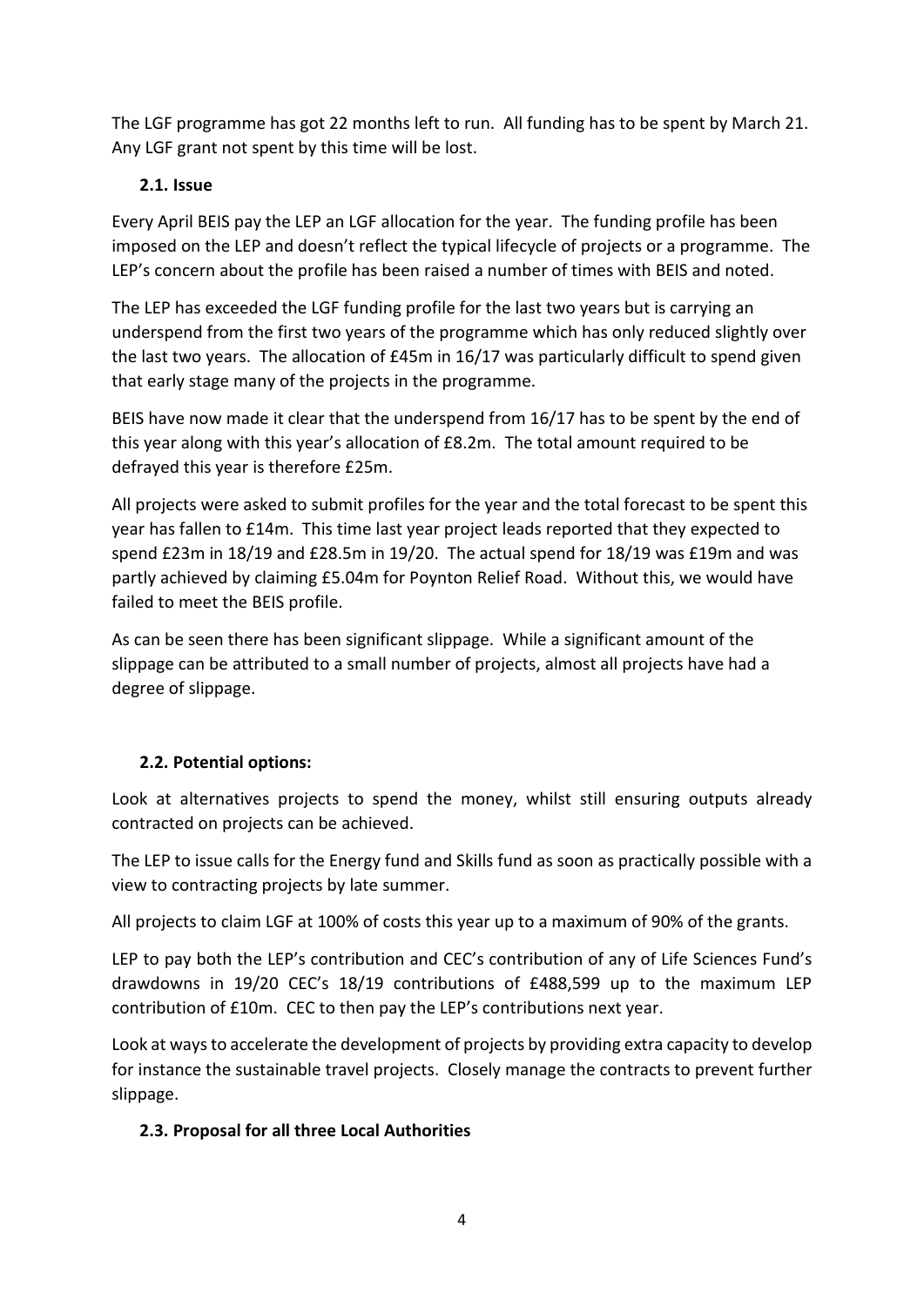The LGF programme has got 22 months left to run. All funding has to be spent by March 21. Any LGF grant not spent by this time will be lost.

### 2.1. Issue

Every April BEIS pay the LEP an LGF allocation for the year. The funding profile has been imposed on the LEP and doesn't reflect the typical lifecycle of projects or a programme. The LEP's concern about the profile has been raised a number of times with BEIS and noted.

The LEP has exceeded the LGF funding profile for the last two years but is carrying an underspend from the first two years of the programme which has only reduced slightly over the last two years. The allocation of £45m in 16/17 was particularly difficult to spend given that early stage many of the projects in the programme.

BEIS have now made it clear that the underspend from 16/17 has to be spent by the end of this year along with this year's allocation of £8.2m. The total amount required to be defrayed this year is therefore £25m.

All projects were asked to submit profiles for the year and the total forecast to be spent this year has fallen to £14m. This time last year project leads reported that they expected to spend £23m in 18/19 and £28.5m in 19/20. The actual spend for 18/19 was £19m and was partly achieved by claiming £5.04m for Poynton Relief Road. Without this, we would have failed to meet the BEIS profile.

As can be seen there has been significant slippage. While a significant amount of the slippage can be attributed to a small number of projects, almost all projects have had a degree of slippage.

### 2.2. Potential options:

Look at alternatives projects to spend the money, whilst still ensuring outputs already contracted on projects can be achieved.

The LEP to issue calls for the Energy fund and Skills fund as soon as practically possible with a view to contracting projects by late summer.

All projects to claim LGF at 100% of costs this year up to a maximum of 90% of the grants.

LEP to pay both the LEP's contribution and CEC's contribution of any of Life Sciences Fund's drawdowns in 19/20 CEC's 18/19 contributions of £488,599 up to the maximum LEP contribution of £10m. CEC to then pay the LEP's contributions next year.

Look at ways to accelerate the development of projects by providing extra capacity to develop for instance the sustainable travel projects. Closely manage the contracts to prevent further slippage.

### 2.3. Proposal for all three Local Authorities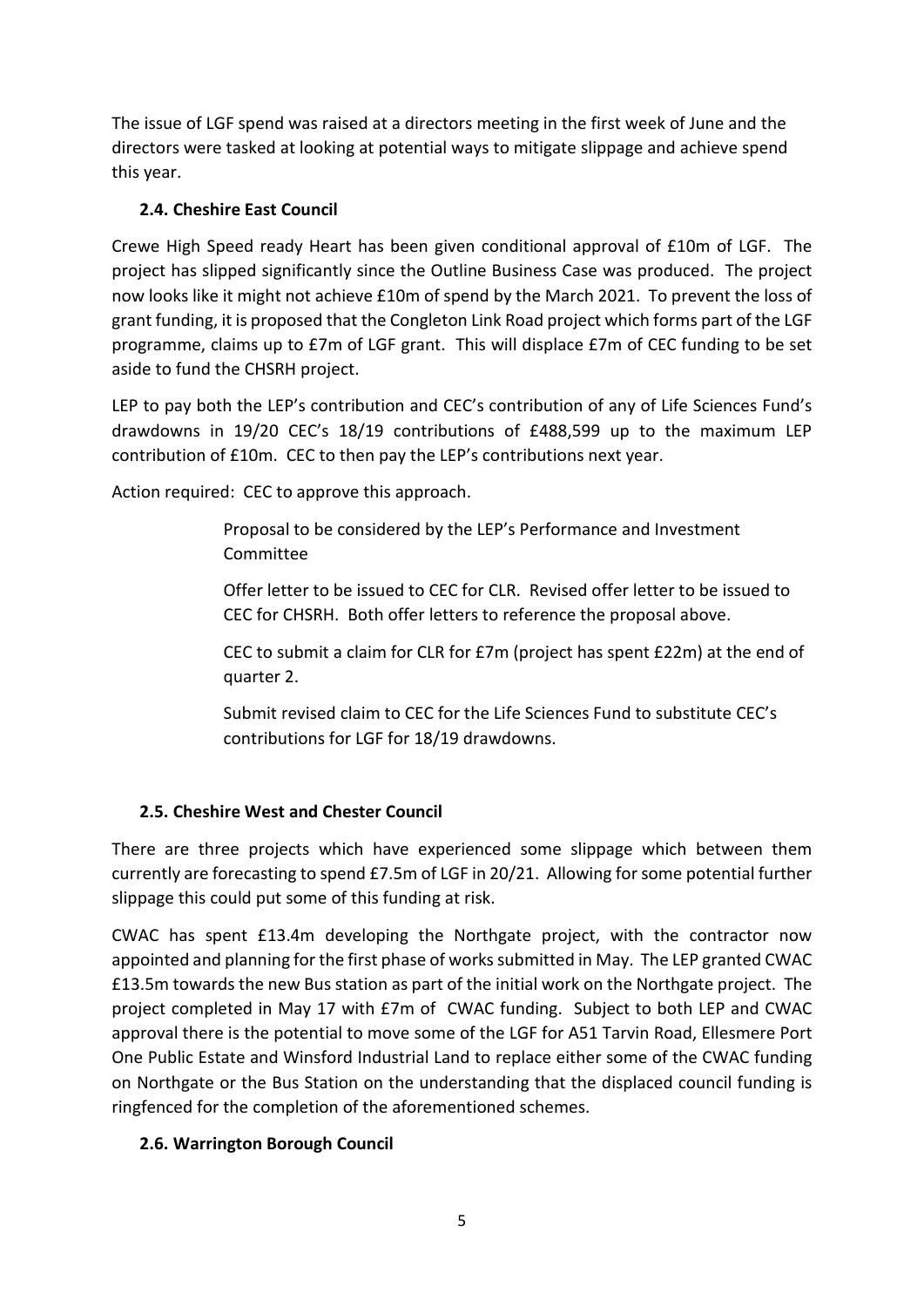The issue of LGF spend was raised at a directors meeting in the first week of June and the directors were tasked at looking at potential ways to mitigate slippage and achieve spend this year.

### 2.4. Cheshire East Council

Crewe High Speed ready Heart has been given conditional approval of £10m of LGF. The project has slipped significantly since the Outline Business Case was produced. The project now looks like it might not achieve £10m of spend by the March 2021. To prevent the loss of grant funding, it is proposed that the Congleton Link Road project which forms part of the LGF programme, claims up to £7m of LGF grant. This will displace £7m of CEC funding to be set aside to fund the CHSRH project.

LEP to pay both the LEP's contribution and CEC's contribution of any of Life Sciences Fund's drawdowns in 19/20 CEC's 18/19 contributions of £488,599 up to the maximum LEP contribution of £10m. CEC to then pay the LEP's contributions next year.

Action required: CEC to approve this approach.

Proposal to be considered by the LEP's Performance and Investment Committee

Offer letter to be issued to CEC for CLR. Revised offer letter to be issued to CEC for CHSRH. Both offer letters to reference the proposal above.

CEC to submit a claim for CLR for £7m (project has spent £22m) at the end of quarter 2.

Submit revised claim to CEC for the Life Sciences Fund to substitute CEC's contributions for LGF for 18/19 drawdowns.

### 2.5. Cheshire West and Chester Council

There are three projects which have experienced some slippage which between them currently are forecasting to spend £7.5m of LGF in 20/21. Allowing for some potential further slippage this could put some of this funding at risk.

CWAC has spent £13.4m developing the Northgate project, with the contractor now appointed and planning for the first phase of works submitted in May. The LEP granted CWAC £13.5m towards the new Bus station as part of the initial work on the Northgate project. The project completed in May 17 with £7m of CWAC funding. Subject to both LEP and CWAC approval there is the potential to move some of the LGF for A51 Tarvin Road, Ellesmere Port One Public Estate and Winsford Industrial Land to replace either some of the CWAC funding on Northgate or the Bus Station on the understanding that the displaced council funding is ringfenced for the completion of the aforementioned schemes.

### 2.6. Warrington Borough Council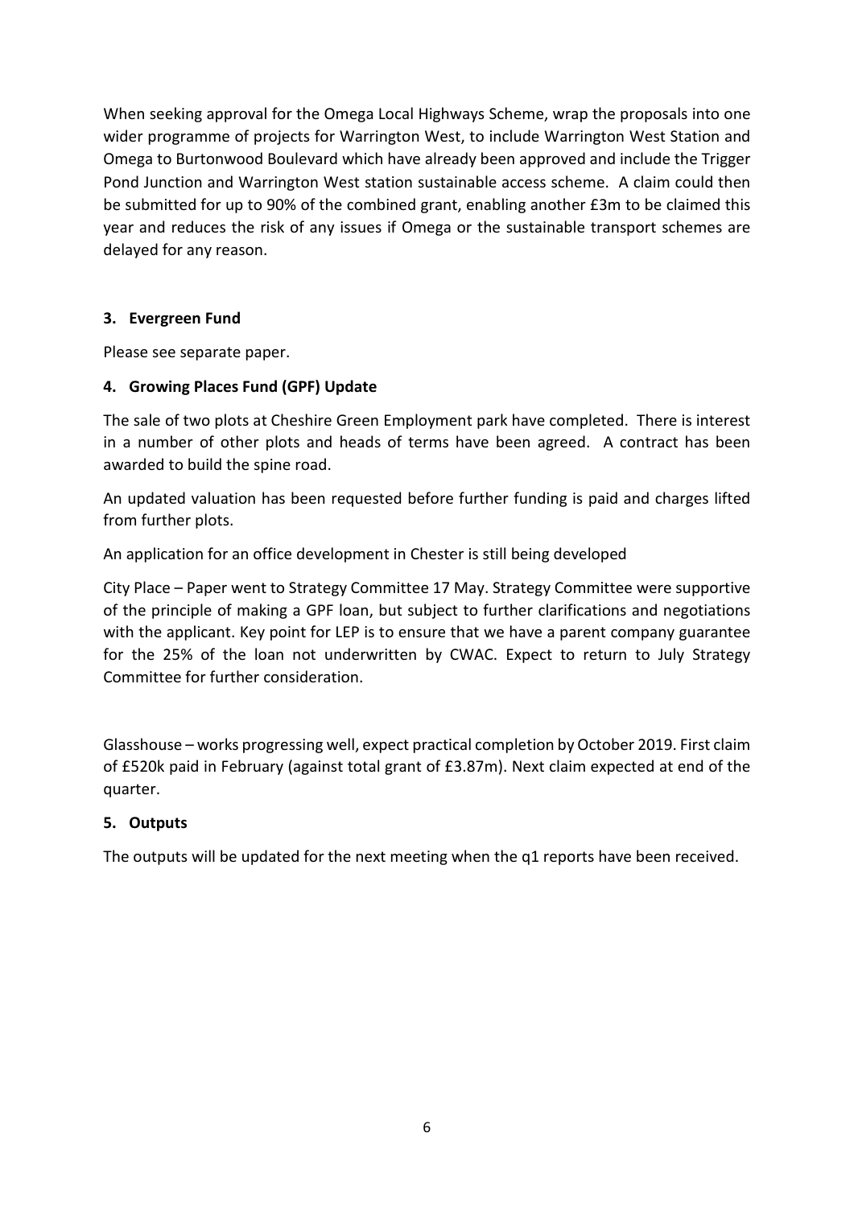When seeking approval for the Omega Local Highways Scheme, wrap the proposals into one wider programme of projects for Warrington West, to include Warrington West Station and Omega to Burtonwood Boulevard which have already been approved and include the Trigger Pond Junction and Warrington West station sustainable access scheme. A claim could then be submitted for up to 90% of the combined grant, enabling another £3m to be claimed this year and reduces the risk of any issues if Omega or the sustainable transport schemes are delayed for any reason.

## 3. Evergreen Fund

Please see separate paper.

## 4. Growing Places Fund (GPF) Update

The sale of two plots at Cheshire Green Employment park have completed. There is interest in a number of other plots and heads of terms have been agreed. A contract has been awarded to build the spine road.

An updated valuation has been requested before further funding is paid and charges lifted from further plots.

An application for an office development in Chester is still being developed

City Place – Paper went to Strategy Committee 17 May. Strategy Committee were supportive of the principle of making a GPF loan, but subject to further clarifications and negotiations with the applicant. Key point for LEP is to ensure that we have a parent company guarantee for the 25% of the loan not underwritten by CWAC. Expect to return to July Strategy Committee for further consideration.

Glasshouse – works progressing well, expect practical completion by October 2019. First claim of £520k paid in February (against total grant of £3.87m). Next claim expected at end of the quarter.

## 5. Outputs

The outputs will be updated for the next meeting when the q1 reports have been received.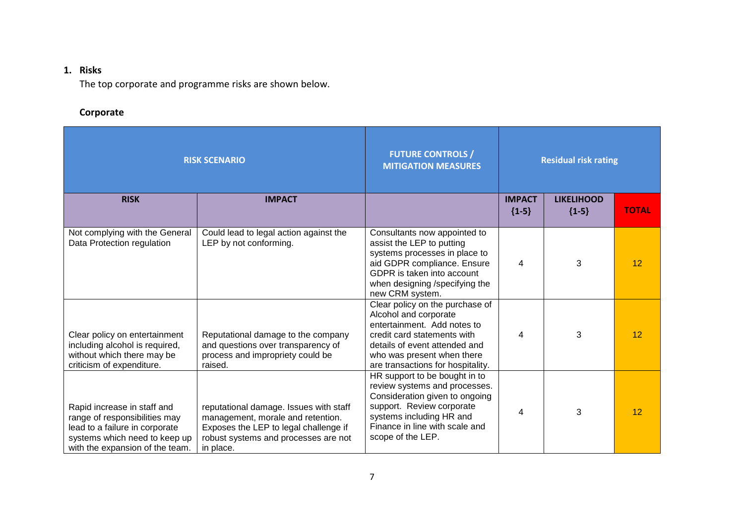1. **Risks**

   The top corporate and programme risks are shown below.

   **Corporate**

| RISK SCENARIO | | FUTURE CONTROLS / MITIGATION MEASURES | Residual risk rating | | |
|---|---|---|---|---|---|
| **RISK** | **IMPACT** | | **IMPACT {1-5}** | **LIKELIHOOD {1-5}** | **TOTAL** |
| Not complying with the General Data Protection regulation | Could lead to legal action against the LEP by not conforming. | Consultants now appointed to assist the LEP to putting systems processes in place to aid GDPR compliance. Ensure GDPR is taken into account when designing /specifying the new CRM system. | 4 | 3 | 12 |
| Clear policy on entertainment including alcohol is required, without which there may be criticism of expenditure. | Reputational damage to the company and questions over transparency of process and impropriety could be raised. | Clear policy on the purchase of Alcohol and corporate entertainment. Add notes to credit card statements with details of event attended and who was present when there are transactions for hospitality. | 4 | 3 | 12 |
| Rapid increase in staff and range of responsibilities may lead to a failure in corporate systems which need to keep up with the expansion of the team. | reputational damage. Issues with staff management, morale and retention. Exposes the LEP to legal challenge if robust systems and processes are not in place. | HR support to be bought in to review systems and processes. Consideration given to ongoing support. Review corporate systems including HR and Finance in line with scale and scope of the LEP. | 4 | 3 | 12 |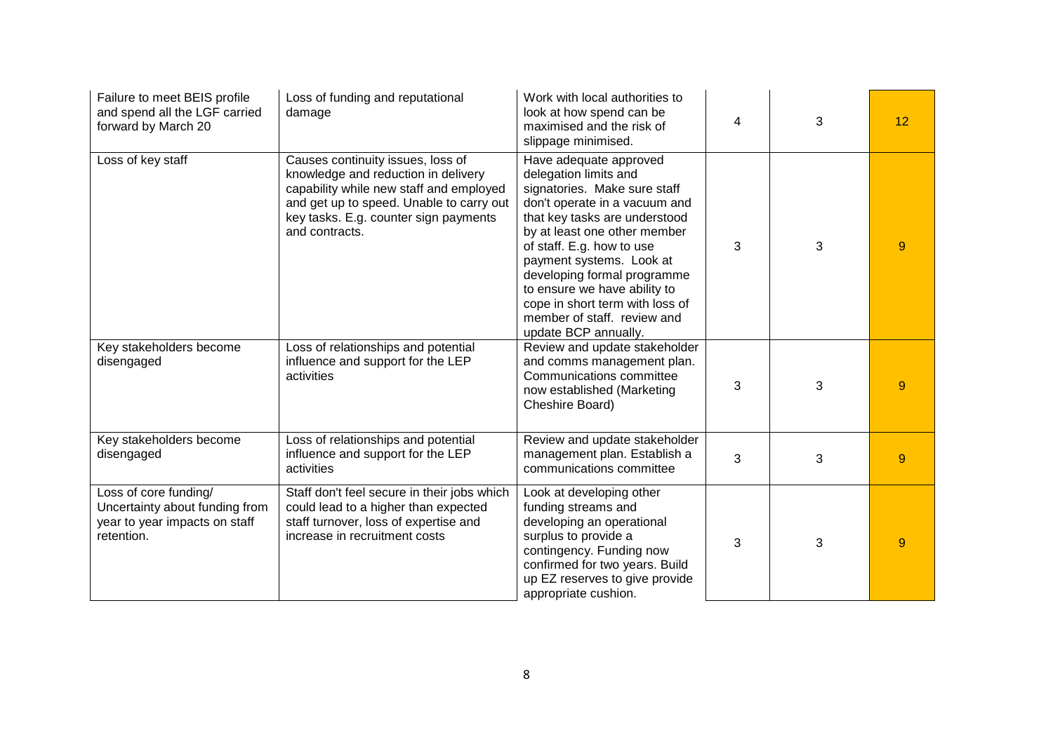| | | | | | |
|---|---|---|---|---|---|
| Failure to meet BEIS profile and spend all the LGF carried forward by March 20 | Loss of funding and reputational damage | Work with local authorities to look at how spend can be maximised and the risk of slippage minimised. | 4 | 3 | 12 |
| Loss of key staff | Causes continuity issues, loss of knowledge and reduction in delivery capability while new staff and employed and get up to speed. Unable to carry out key tasks. E.g. counter sign payments and contracts. | Have adequate approved delegation limits and signatories. Make sure staff don't operate in a vacuum and that key tasks are understood by at least one other member of staff. E.g. how to use payment systems. Look at developing formal programme to ensure we have ability to cope in short term with loss of member of staff. review and update BCP annually. | 3 | 3 | 9 |
| Key stakeholders become disengaged | Loss of relationships and potential influence and support for the LEP activities | Review and update stakeholder and comms management plan. Communications committee now established (Marketing Cheshire Board) | 3 | 3 | 9 |
| Key stakeholders become disengaged | Loss of relationships and potential influence and support for the LEP activities | Review and update stakeholder management plan. Establish a communications committee | 3 | 3 | 9 |
| Loss of core funding/ Uncertainty about funding from year to year impacts on staff retention. | Staff don't feel secure in their jobs which could lead to a higher than expected staff turnover, loss of expertise and increase in recruitment costs | Look at developing other funding streams and developing an operational surplus to provide a contingency. Funding now confirmed for two years. Build up EZ reserves to give provide appropriate cushion. | 3 | 3 | 9 |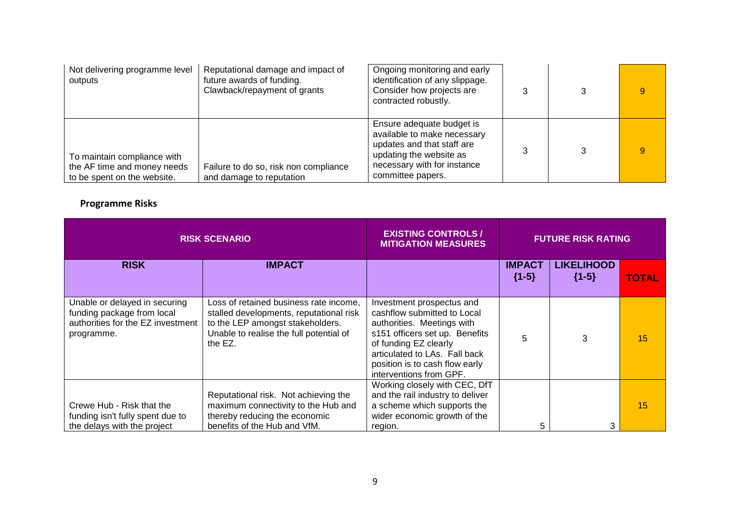| | | | | | |
|---|---|---|---|---|---|
| Not delivering programme level outputs | Reputational damage and impact of future awards of funding. Clawback/repayment of grants | Ongoing monitoring and early identification of any slippage. Consider how projects are contracted robustly. | 3 | 3 | 9 |
| To maintain compliance with the AF time and money needs to be spent on the website. | Failure to do so, risk non compliance and damage to reputation | Ensure adequate budget is available to make necessary updates and that staff are updating the website as necessary with for instance committee papers. | 3 | 3 | 9 |

**Programme Risks**

| RISK SCENARIO | | EXISTING CONTROLS / MITIGATION MEASURES | FUTURE RISK RATING | | |
|---|---|---|---|---|---|
| **RISK** | **IMPACT** | | **IMPACT {1-5}** | **LIKELIHOOD {1-5}** | **TOTAL** |
| Unable or delayed in securing funding package from local authorities for the EZ investment programme. | Loss of retained business rate income, stalled developments, reputational risk to the LEP amongst stakeholders. Unable to realise the full potential of the EZ. | Investment prospectus and cashflow submitted to Local authorities. Meetings with s151 officers set up. Benefits of funding EZ clearly articulated to LAs. Fall back position is to cash flow early interventions from GPF. | 5 | 3 | 15 |
| Crewe Hub - Risk that the funding isn't fully spent due to the delays with the project | Reputational risk. Not achieving the maximum connectivity to the Hub and thereby reducing the economic benefits of the Hub and VfM. | Working closely with CEC, DfT and the rail industry to deliver a scheme which supports the wider economic growth of the region. | 5 | 3 | 15 |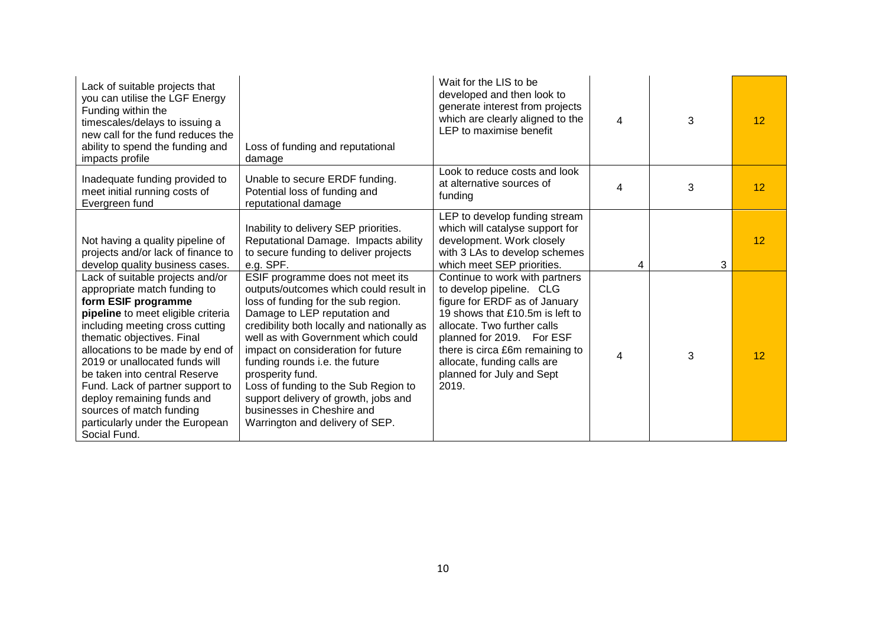| | | | | | |
|---|---|---|---|---|---|
| Lack of suitable projects that you can utilise the LGF Energy Funding within the timescales/delays to issuing a new call for the fund reduces the ability to spend the funding and impacts profile | Loss of funding and reputational damage | Wait for the LIS to be developed and then look to generate interest from projects which are clearly aligned to the LEP to maximise benefit | 4 | 3 | 12 |
| Inadequate funding provided to meet initial running costs of Evergreen fund | Unable to secure ERDF funding. Potential loss of funding and reputational damage | Look to reduce costs and look at alternative sources of funding | 4 | 3 | 12 |
| Not having a quality pipeline of projects and/or lack of finance to develop quality business cases. | Inability to delivery SEP priorities. Reputational Damage. Impacts ability to secure funding to deliver projects e.g. SPF. | LEP to develop funding stream which will catalyse support for development. Work closely with 3 LAs to develop schemes which meet SEP priorities. | 4 | 3 | 12 |
| Lack of suitable projects and/or appropriate match funding to **form ESIF programme pipeline** to meet eligible criteria including meeting cross cutting thematic objectives. Final allocations to be made by end of 2019 or unallocated funds will be taken into central Reserve Fund. Lack of partner support to deploy remaining funds and sources of match funding particularly under the European Social Fund. | ESIF programme does not meet its outputs/outcomes which could result in loss of funding for the sub region. Damage to LEP reputation and credibility both locally and nationally as well as with Government which could impact on consideration for future funding rounds i.e. the future prosperity fund. Loss of funding to the Sub Region to support delivery of growth, jobs and businesses in Cheshire and Warrington and delivery of SEP. | Continue to work with partners to develop pipeline. CLG figure for ERDF as of January 19 shows that £10.5m is left to allocate. Two further calls planned for 2019. For ESF there is circa £6m remaining to allocate, funding calls are planned for July and Sept 2019. | 4 | 3 | 12 |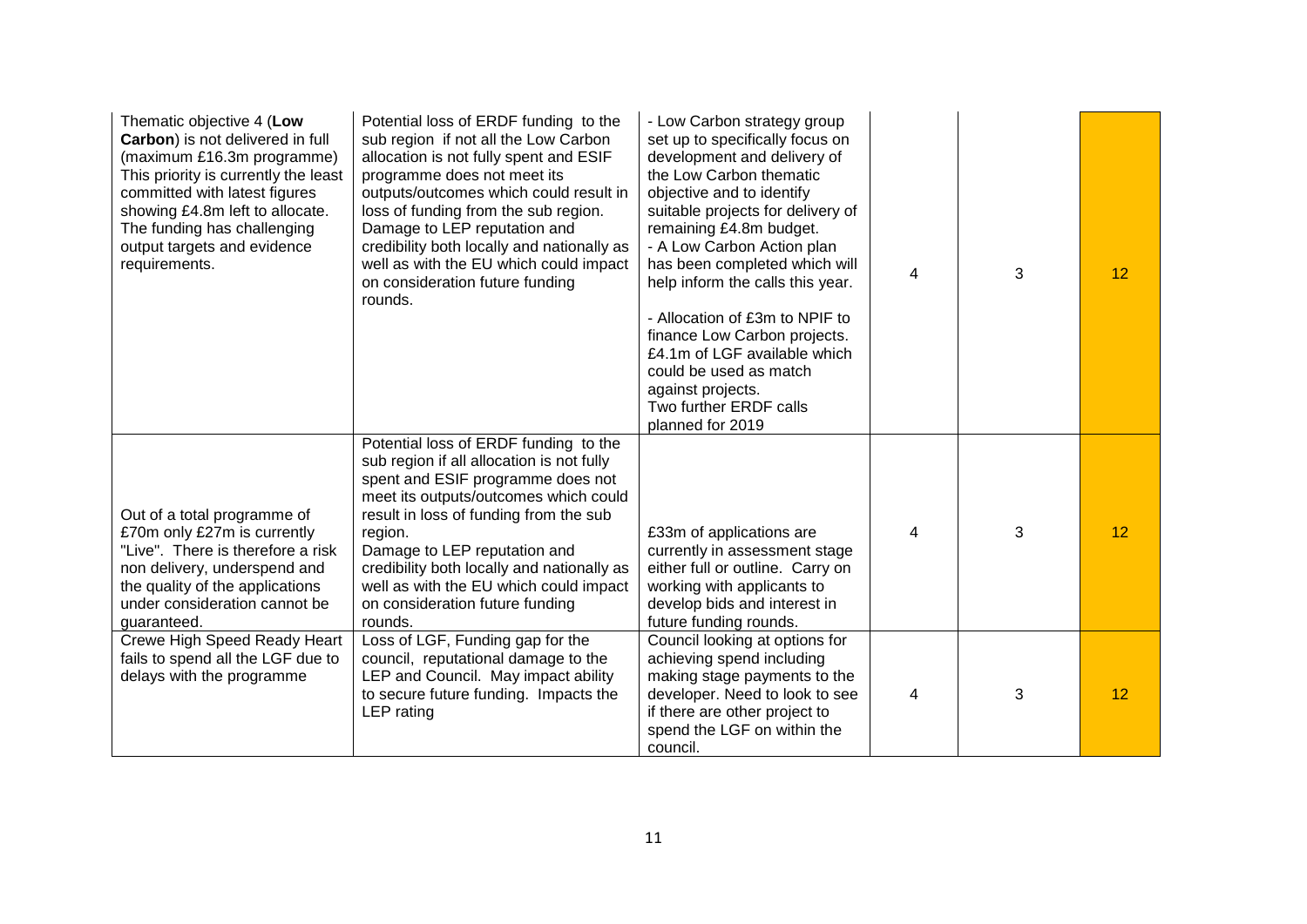| | | | | | |
|---|---|---|---|---|---|
| Thematic objective 4 (**Low Carbon**) is not delivered in full (maximum £16.3m programme) This priority is currently the least committed with latest figures showing £4.8m left to allocate. The funding has challenging output targets and evidence requirements. | Potential loss of ERDF funding to the sub region if not all the Low Carbon allocation is not fully spent and ESIF programme does not meet its outputs/outcomes which could result in loss of funding from the sub region. Damage to LEP reputation and credibility both locally and nationally as well as with the EU which could impact on consideration future funding rounds. | - Low Carbon strategy group set up to specifically focus on development and delivery of the Low Carbon thematic objective and to identify suitable projects for delivery of remaining £4.8m budget.<br>- A Low Carbon Action plan has been completed which will help inform the calls this year.<br><br>- Allocation of £3m to NPIF to finance Low Carbon projects. £4.1m of LGF available which could be used as match against projects.<br>Two further ERDF calls planned for 2019 | 4 | 3 | 12 |
| Out of a total programme of £70m only £27m is currently "Live". There is therefore a risk non delivery, underspend and the quality of the applications under consideration cannot be guaranteed. | Potential loss of ERDF funding to the sub region if all allocation is not fully spent and ESIF programme does not meet its outputs/outcomes which could result in loss of funding from the sub region.<br>Damage to LEP reputation and credibility both locally and nationally as well as with the EU which could impact on consideration future funding rounds. | £33m of applications are currently in assessment stage either full or outline. Carry on working with applicants to develop bids and interest in future funding rounds. | 4 | 3 | 12 |
| Crewe High Speed Ready Heart fails to spend all the LGF due to delays with the programme | Loss of LGF, Funding gap for the council, reputational damage to the LEP and Council. May impact ability to secure future funding. Impacts the LEP rating | Council looking at options for achieving spend including making stage payments to the developer. Need to look to see if there are other project to spend the LGF on within the council. | 4 | 3 | 12 |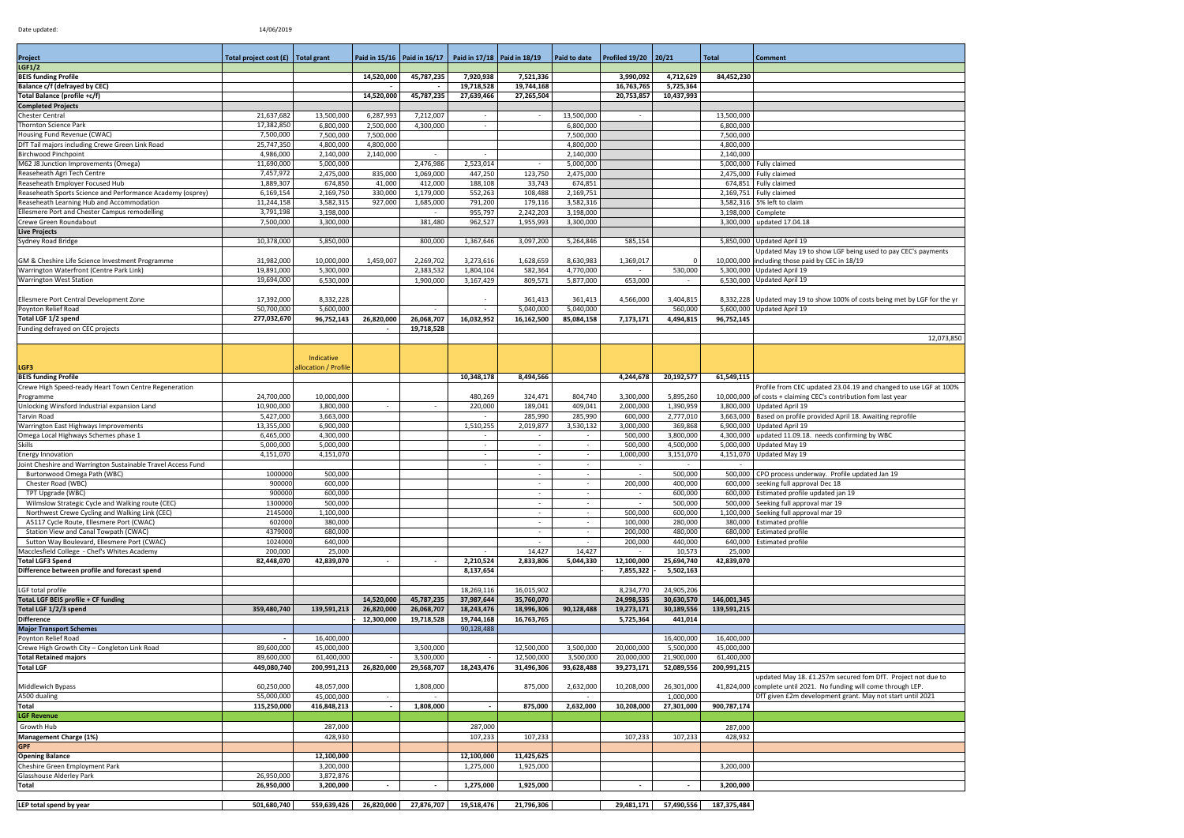Date updated: 14/06/2019

| Project | Total project cost (£) | Total grant | Paid in 15/16 | Paid in 16/17 | Paid in 17/18 | Paid in 18/19 | Paid to date | Profiled 19/20 | 20/21 | Total | Comment |
|---|---|---|---|---|---|---|---|---|---|---|---|
| **LGF1/2** | | | | | | | | | | | |
| **BEIS funding Profile** | | | 14,520,000 | 45,787,235 | 7,920,938 | 7,521,336 | | 3,990,092 | 4,712,629 | 84,452,230 | |
| **Balance c/f (defrayed by CEC)** | | | - | - | 19,718,528 | 19,744,168 | | 16,763,765 | 5,725,364 | | |
| **Total Balance (profile +c/f)** | | | 14,520,000 | 45,787,235 | 27,639,466 | 27,265,504 | | 20,753,857 | 10,437,993 | | |
| **Completed Projects** | | | | | | | | | | | |
| Chester Central | 21,637,682 | 13,500,000 | 6,287,993 | 7,212,007 | - | - | 13,500,000 | - | | 13,500,000 | |
| Thornton Science Park | 17,382,850 | 6,800,000 | 2,500,000 | 4,300,000 | - | | 6,800,000 | | | 6,800,000 | |
| Housing Fund Revenue (CWAC) | 7,500,000 | 7,500,000 | 7,500,000 | | | | 7,500,000 | | | 7,500,000 | |
| DfT Tail majors including Crewe Green Link Road | 25,747,350 | 4,800,000 | 4,800,000 | | | | 4,800,000 | | | 4,800,000 | |
| Birchwood Pinchpoint | 4,986,000 | 2,140,000 | 2,140,000 | - | - | | 2,140,000 | | | 2,140,000 | |
| M62 J8 Junction Improvements (Omega) | 11,690,000 | 5,000,000 | | 2,476,986 | 2,523,014 | - | 5,000,000 | | | 5,000,000 | Fully claimed |
| Reaseheath Agri Tech Centre | 7,457,972 | 2,475,000 | 835,000 | 1,069,000 | 447,250 | 123,750 | 2,475,000 | | | 2,475,000 | Fully claimed |
| Reaseheath Employer Focused Hub | 1,889,307 | 674,850 | 41,000 | 412,000 | 188,108 | 33,743 | 674,851 | | | 674,851 | Fully claimed |
| Reaseheath Sports Science and Performance Academy (osprey) | 6,169,154 | 2,169,750 | 330,000 | 1,179,000 | 552,263 | 108,488 | 2,169,751 | | | 2,169,751 | Fully claimed |
| Reaseheath Learning Hub and Accommodation | 11,244,158 | 3,582,315 | 927,000 | 1,685,000 | 791,200 | 179,116 | 3,582,316 | | | 3,582,316 | 5% left to claim |
| Ellesmere Port and Chester Campus remodelling | 3,791,198 | 3,198,000 | | - | 955,797 | 2,242,203 | 3,198,000 | | | 3,198,000 | Complete |
| Crewe Green Roundabout | 7,500,000 | 3,300,000 | | 381,480 | 962,527 | 1,955,993 | 3,300,000 | | | 3,300,000 | updated 17.04.18 |
| **Live Projects** | | | | | | | | | | | |
| Sydney Road Bridge | 10,378,000 | 5,850,000 | | 800,000 | 1,367,646 | 3,097,200 | 5,264,846 | 585,154 | | 5,850,000 | Updated April 19 |
| GM & Cheshire Life Science Investment Programme | 31,982,000 | 10,000,000 | 1,459,007 | 2,269,702 | 3,273,616 | 1,628,659 | 8,630,983 | 1,369,017 | 0 | 10,000,000 | Updated May 19 to show LGF being used to pay CEC's payments including those paid by CEC in 18/19 |
| Warrington Waterfront (Centre Park Link) | 19,891,000 | 5,300,000 | | 2,383,532 | 1,804,104 | 582,364 | 4,770,000 | - | 530,000 | 5,300,000 | Updated April 19 |
| Warrington West Station | 19,694,000 | 6,530,000 | | 1,900,000 | 3,167,429 | 809,571 | 5,877,000 | 653,000 | - | 6,530,000 | Updated April 19 |
| Ellesmere Port Central Development Zone | 17,392,000 | 8,332,228 | | | - | 361,413 | 361,413 | 4,566,000 | 3,404,815 | 8,332,228 | Updated May 19 to show 100% of costs being met by LGF for the yr |
| Poynton Relief Road | 50,700,000 | 5,600,000 | | - | - | 5,040,000 | 5,040,000 | | 560,000 | 5,600,000 | Updated April 19 |
| **Total LGF 1/2 spend** | 277,032,670 | 96,752,143 | 26,820,000 | 26,068,707 | 16,032,952 | 16,162,500 | 85,084,158 | 7,173,171 | 4,494,815 | 96,752,145 | |
| Funding defrayed on CEC projects | | | - | 19,718,528 | | | | | | | |
| | | | | | | | | | | | 12,073,850 |
| **LGF3** | | Indicative allocation / Profile | | | | | | | | | |
| **BEIS funding Profile** | | | | | 10,348,178 | 8,494,566 | | 4,244,678 | 20,192,577 | 61,549,115 | |
| Crewe High Speed-ready Heart Town Centre Regeneration Programme | 24,700,000 | 10,000,000 | | | 480,269 | 324,471 | 804,740 | 3,300,000 | 5,895,260 | 10,000,000 | Profile from CEC updated 23.04.19 and changed to use LGF at 100% of costs + claiming CEC's contribution from last year |
| Unlocking Winsford Industrial expansion Land | 10,900,000 | 3,800,000 | - | - | 220,000 | 189,041 | 409,041 | 2,000,000 | 1,390,959 | 3,800,000 | Updated April 19 |
| Tarvin Road | 5,427,000 | 3,663,000 | | | - | 285,990 | 285,990 | 600,000 | 2,777,010 | 3,663,000 | Based on profile provided April 18. Awaiting reprofile |
| Warrington East Highways Improvements | 13,355,000 | 6,900,000 | | | 1,510,255 | 2,019,877 | 3,530,132 | 3,000,000 | 369,868 | 6,900,000 | Updated April 19 |
| Omega Local Highways Schemes phase 1 | 6,465,000 | 4,300,000 | | | - | - | - | 500,000 | 3,800,000 | 4,300,000 | updated 11.09.18. needs confirming by WBC |
| Skills | 5,000,000 | 5,000,000 | | | - | - | - | 500,000 | 4,500,000 | 5,000,000 | Updated May 19 |
| Energy Innovation | 4,151,070 | 4,151,070 | | | - | - | - | 1,000,000 | 3,151,070 | 4,151,070 | Updated May 19 |
| Joint Cheshire and Warrington Sustainable Travel Access Fund | | | | | - | - | - | - | | | |
| Burtonwood Omega Path (WBC) | 1000000 | 500,000 | | | | - | - | - | 500,000 | 500,000 | CPO process underway. Profile updated Jan 19 |
| Chester Road (WBC) | 900000 | 600,000 | | | | - | - | 200,000 | 400,000 | 600,000 | seeking full approval Dec 18 |
| TPT Upgrade (WBC) | 900000 | 600,000 | | | | - | - | - | 600,000 | 600,000 | Estimated profile updated jan 19 |
| Wilmslow Strategic Cycle and Walking route (CEC) | 1300000 | 500,000 | | | | - | - | - | 500,000 | 500,000 | Seeking full approval mar 19 |
| Northwest Crewe Cycling and Walking Link (CEC) | 2145000 | 1,100,000 | | | | - | - | 500,000 | 600,000 | 1,100,000 | Seeking full approval mar 19 |
| A5117 Cycle Route, Ellesmere Port (CWAC) | 602000 | 380,000 | | | | - | - | 100,000 | 280,000 | 380,000 | Estimated profile |
| Station View and Canal Towpath (CWAC) | 4379000 | 680,000 | | | | - | - | 200,000 | 480,000 | 680,000 | Estimated profile |
| Sutton Way Boulevard, Ellesmere Port (CWAC) | 1024000 | 640,000 | | | | - | - | 200,000 | 440,000 | 640,000 | Estimated profile |
| Macclesfield College - Chef's Whites Academy | 200,000 | 25,000 | | | - | 14,427 | 14,427 | - | 10,573 | 25,000 | |
| **Total LGF3 Spend** | 82,448,070 | 42,839,070 | - | - | 2,210,524 | 2,833,806 | 5,044,330 | 12,100,000 | 25,694,740 | 42,839,070 | |
| **Difference between profile and forecast spend** | | | | | 8,137,654 | | | - 7,855,322 | - 5,502,163 | | |
| LGF total profile | | | | | 18,269,116 | 16,015,902 | | 8,234,770 | 24,905,206 | | |
| **Total LGF BEIS profile + CF funding** | | | 14,520,000 | 45,787,235 | 37,987,644 | 35,760,070 | | 24,998,535 | 30,630,570 | 146,001,345 | |
| **Total LGF 1/2/3 spend** | 359,480,740 | 139,591,213 | 26,820,000 | 26,068,707 | 18,243,476 | 18,996,306 | 90,128,488 | 19,273,171 | 30,189,556 | 139,591,215 | |
| **Difference** | | | - 12,300,000 | 19,718,528 | 19,744,168 | 16,763,765 | | 5,725,364 | 441,014 | | |
| **Major Transport Schemes** | | | | | 90,128,488 | | | | | | |
| Poynton Relief Road | - | 16,400,000 | | | | | | | 16,400,000 | 16,400,000 | |
| Crewe High Growth City – Congleton Link Road | 89,600,000 | 45,000,000 | | 3,500,000 | | 12,500,000 | 3,500,000 | 20,000,000 | 5,500,000 | 45,000,000 | |
| **Total Retained majors** | 89,600,000 | 61,400,000 | - | 3,500,000 | - | 12,500,000 | 3,500,000 | 20,000,000 | 21,900,000 | 61,400,000 | |
| **Total LGF** | 449,080,740 | 200,991,213 | 26,820,000 | 29,568,707 | 18,243,476 | 31,496,306 | 93,628,488 | 39,273,171 | 52,089,556 | 200,991,215 | |
| Middlewich Bypass | 60,250,000 | 48,057,000 | | 1,808,000 | | 875,000 | 2,632,000 | 10,208,000 | 26,301,000 | 41,824,000 | updated May 18. £1.257m secured fom DfT. Project not due to complete until 2021. No funding will come through LEP. |
| A500 dualing | 55,000,000 | 45,000,000 | - | - | | | - | | 1,000,000 | | DfT given £2m development grant. May not start until 2021 |
| **Total** | 115,250,000 | 416,848,213 | - | 1,808,000 | - | 875,000 | 2,632,000 | 10,208,000 | 27,301,000 | 900,787,174 | |
| **LGF Revenue** | | | | | | | | | | | |
| Growth Hub | | 287,000 | | | 287,000 | | | | | 287,000 | |
| **Management Charge (1%)** | | 428,930 | | | 107,233 | 107,233 | | 107,233 | 107,233 | 428,932 | |
| **GPF** | | | | | | | | | | | |
| **Opening Balance** | | 12,100,000 | | | 12,100,000 | 11,425,625 | | | | | |
| Cheshire Green Employment Park | | 3,200,000 | | | 1,275,000 | 1,925,000 | | | | 3,200,000 | |
| Glasshouse Alderley Park | 26,950,000 | 3,872,876 | | | | | | | | | |
| **Total** | 26,950,000 | 3,200,000 | - | - | 1,275,000 | 1,925,000 | | - | - | 3,200,000 | |
| **LEP total spend by year** | 501,680,740 | 559,639,426 | 26,820,000 | 27,876,707 | 19,518,476 | 21,796,306 | | 29,481,171 | 57,490,556 | 187,375,484 | |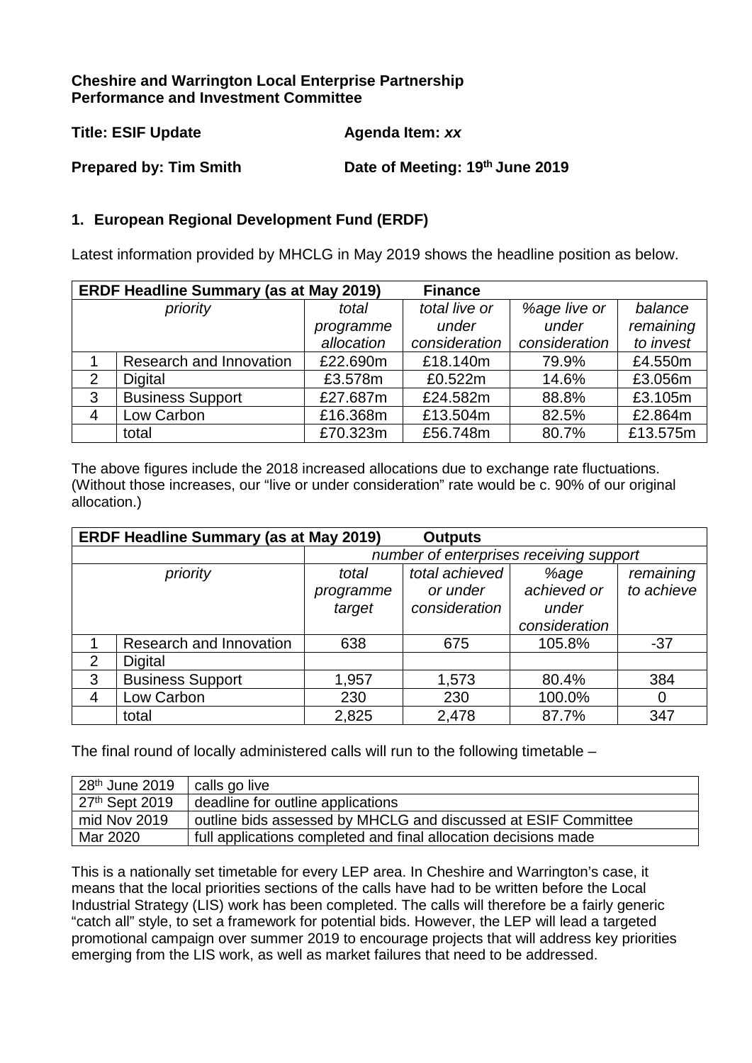**Cheshire and Warrington Local Enterprise Partnership**
**Performance and Investment Committee**

**Title: ESIF Update** **Agenda Item: *xx***

**Prepared by: Tim Smith** **Date of Meeting: 19th June 2019**

## 1. European Regional Development Fund (ERDF)

Latest information provided by MHCLG in May 2019 shows the headline position as below.

| **ERDF Headline Summary (as at May 2019)** | | | **Finance** | | |
|---|---|---|---|---|---|
| *priority* | | *total programme allocation* | *total live or under consideration* | *%age live or under consideration* | *balance remaining to invest* |
| 1 | Research and Innovation | £22.690m | £18.140m | 79.9% | £4.550m |
| 2 | Digital | £3.578m | £0.522m | 14.6% | £3.056m |
| 3 | Business Support | £27.687m | £24.582m | 88.8% | £3.105m |
| 4 | Low Carbon | £16.368m | £13.504m | 82.5% | £2.864m |
| | total | £70.323m | £56.748m | 80.7% | £13.575m |

The above figures include the 2018 increased allocations due to exchange rate fluctuations. (Without those increases, our "live or under consideration" rate would be c. 90% of our original allocation.)

| **ERDF Headline Summary (as at May 2019)** | | | **Outputs** | | |
|---|---|---|---|---|---|
| | | *number of enterprises receiving support* | | | |
| *priority* | | *total programme target* | *total achieved or under consideration* | *%age achieved or under consideration* | *remaining to achieve* |
| 1 | Research and Innovation | 638 | 675 | 105.8% | -37 |
| 2 | Digital | | | | |
| 3 | Business Support | 1,957 | 1,573 | 80.4% | 384 |
| 4 | Low Carbon | 230 | 230 | 100.0% | 0 |
| | total | 2,825 | 2,478 | 87.7% | 347 |

The final round of locally administered calls will run to the following timetable –

| | |
|---|---|
| 28th June 2019 | calls go live |
| 27th Sept 2019 | deadline for outline applications |
| mid Nov 2019 | outline bids assessed by MHCLG and discussed at ESIF Committee |
| Mar 2020 | full applications completed and final allocation decisions made |

This is a nationally set timetable for every LEP area. In Cheshire and Warrington's case, it means that the local priorities sections of the calls have had to be written before the Local Industrial Strategy (LIS) work has been completed. The calls will therefore be a fairly generic "catch all" style, to set a framework for potential bids. However, the LEP will lead a targeted promotional campaign over summer 2019 to encourage projects that will address key priorities emerging from the LIS work, as well as market failures that need to be addressed.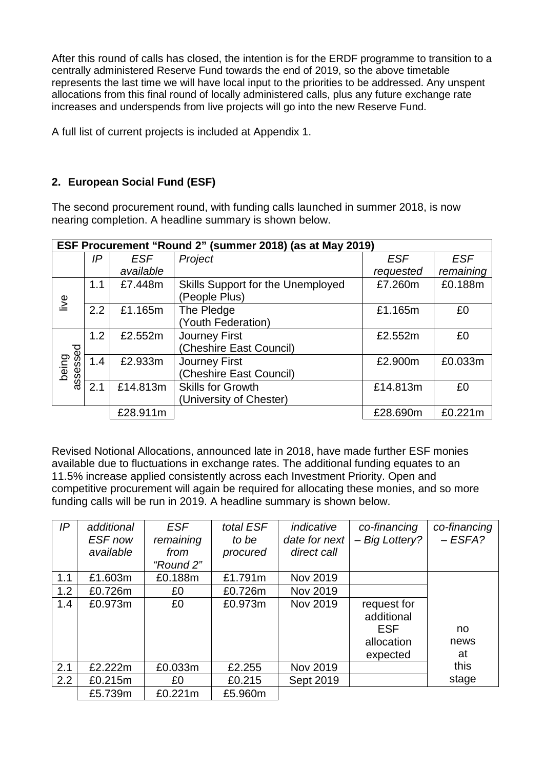After this round of calls has closed, the intention is for the ERDF programme to transition to a centrally administered Reserve Fund towards the end of 2019, so the above timetable represents the last time we will have local input to the priorities to be addressed. Any unspent allocations from this final round of locally administered calls, plus any future exchange rate increases and underspends from live projects will go into the new Reserve Fund.

A full list of current projects is included at Appendix 1.

## 2. European Social Fund (ESF)

The second procurement round, with funding calls launched in summer 2018, is now nearing completion. A headline summary is shown below.

| ESF Procurement "Round 2" (summer 2018) (as at May 2019) | | | | | |
|---|---|---|---|---|---|
| | *IP* | *ESF available* | *Project* | *ESF requested* | *ESF remaining* |
| live | 1.1 | £7.448m | Skills Support for the Unemployed (People Plus) | £7.260m | £0.188m |
| | 2.2 | £1.165m | The Pledge (Youth Federation) | £1.165m | £0 |
| being assessed | 1.2 | £2.552m | Journey First (Cheshire East Council) | £2.552m | £0 |
| | 1.4 | £2.933m | Journey First (Cheshire East Council) | £2.900m | £0.033m |
| | 2.1 | £14.813m | Skills for Growth (University of Chester) | £14.813m | £0 |
| | | £28.911m | | £28.690m | £0.221m |

Revised Notional Allocations, announced late in 2018, have made further ESF monies available due to fluctuations in exchange rates. The additional funding equates to an 11.5% increase applied consistently across each Investment Priority. Open and competitive procurement will again be required for allocating these monies, and so more funding calls will be run in 2019. A headline summary is shown below.

| *IP* | *additional ESF now available* | *ESF remaining from "Round 2"* | *total ESF to be procured* | *indicative date for next direct call* | *co-financing – Big Lottery?* | *co-financing – ESFA?* |
|---|---|---|---|---|---|---|
| 1.1 | £1.603m | £0.188m | £1.791m | Nov 2019 | | no news at this stage |
| 1.2 | £0.726m | £0 | £0.726m | Nov 2019 | | |
| 1.4 | £0.973m | £0 | £0.973m | Nov 2019 | request for additional ESF allocation expected | |
| 2.1 | £2.222m | £0.033m | £2.255 | Nov 2019 | | |
| 2.2 | £0.215m | £0 | £0.215 | Sept 2019 | | |
| | £5.739m | £0.221m | £5.960m | | | |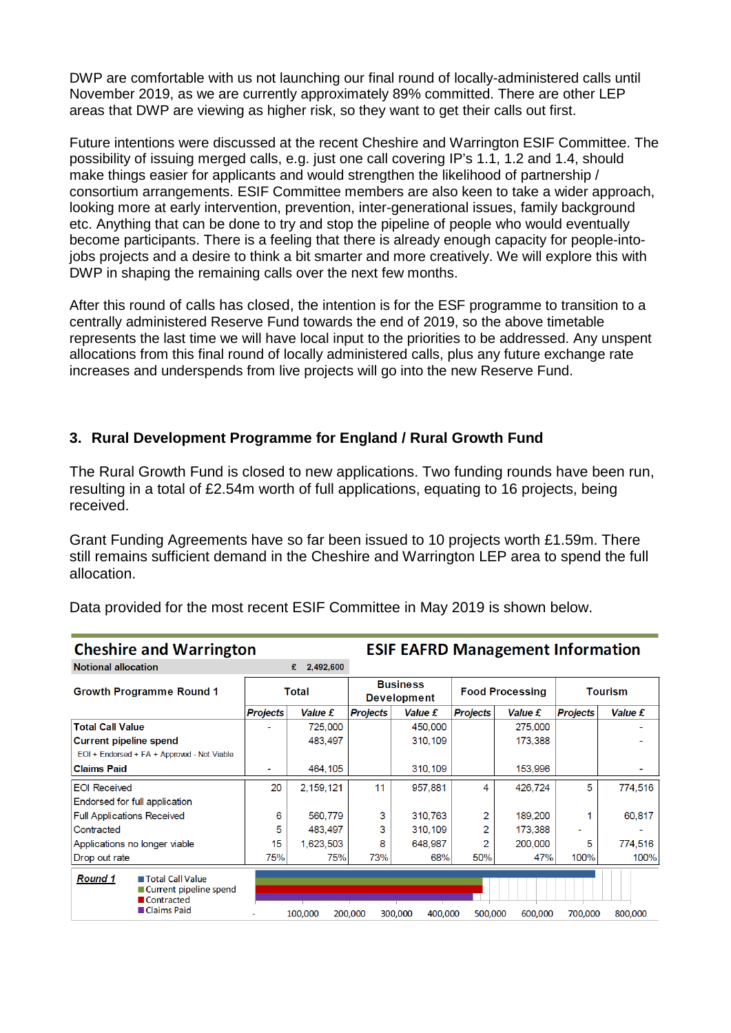DWP are comfortable with us not launching our final round of locally-administered calls until November 2019, as we are currently approximately 89% committed. There are other LEP areas that DWP are viewing as higher risk, so they want to get their calls out first.

Future intentions were discussed at the recent Cheshire and Warrington ESIF Committee. The possibility of issuing merged calls, e.g. just one call covering IP's 1.1, 1.2 and 1.4, should make things easier for applicants and would strengthen the likelihood of partnership / consortium arrangements. ESIF Committee members are also keen to take a wider approach, looking more at early intervention, prevention, inter-generational issues, family background etc. Anything that can be done to try and stop the pipeline of people who would eventually become participants. There is a feeling that there is already enough capacity for people-into-jobs projects and a desire to think a bit smarter and more creatively. We will explore this with DWP in shaping the remaining calls over the next few months.

After this round of calls has closed, the intention is for the ESF programme to transition to a centrally administered Reserve Fund towards the end of 2019, so the above timetable represents the last time we will have local input to the priorities to be addressed. Any unspent allocations from this final round of locally administered calls, plus any future exchange rate increases and underspends from live projects will go into the new Reserve Fund.

## 3. Rural Development Programme for England / Rural Growth Fund

The Rural Growth Fund is closed to new applications. Two funding rounds have been run, resulting in a total of £2.54m worth of full applications, equating to 16 projects, being received.

Grant Funding Agreements have so far been issued to 10 projects worth £1.59m. There still remains sufficient demand in the Cheshire and Warrington LEP area to spend the full allocation.

Data provided for the most recent ESIF Committee in May 2019 is shown below.

**Cheshire and Warrington — ESIF EAFRD Management Information**

Notional allocation: £ 2,492,600

| Growth Programme Round 1 | Total | | Business Development | | Food Processing | | Tourism | |
|---|---|---|---|---|---|---|---|---|
| | *Projects* | *Value £* | *Projects* | *Value £* | *Projects* | *Value £* | *Projects* | *Value £* |
| **Total Call Value** | - | 725,000 | | 450,000 | | 275,000 | | - |
| **Current pipeline spend** (EOI + Endorsed + FA + Approved - Not Viable) | | 483,497 | | 310,109 | | 173,388 | | - |
| **Claims Paid** | - | 464,105 | | 310,109 | | 153,996 | | - |
| EOI Received | 20 | 2,159,121 | 11 | 957,881 | 4 | 426,724 | 5 | 774,516 |
| Endorsed for full application | | | | | | | | |
| Full Applications Received | 6 | 560,779 | 3 | 310,763 | 2 | 189,200 | 1 | 60,817 |
| Contracted | 5 | 483,497 | 3 | 310,109 | 2 | 173,388 | - | - |
| Applications no longer viable | 15 | 1,623,503 | 8 | 648,987 | 2 | 200,000 | 5 | 774,516 |
| Drop out rate | 75% | 75% | 73% | 68% | 50% | 47% | 100% | 100% |

*Round 1* — chart legend: Total Call Value; Current pipeline spend; Contracted; Claims Paid. Axis: -, 100,000, 200,000, 300,000, 400,000, 500,000, 600,000, 700,000, 800,000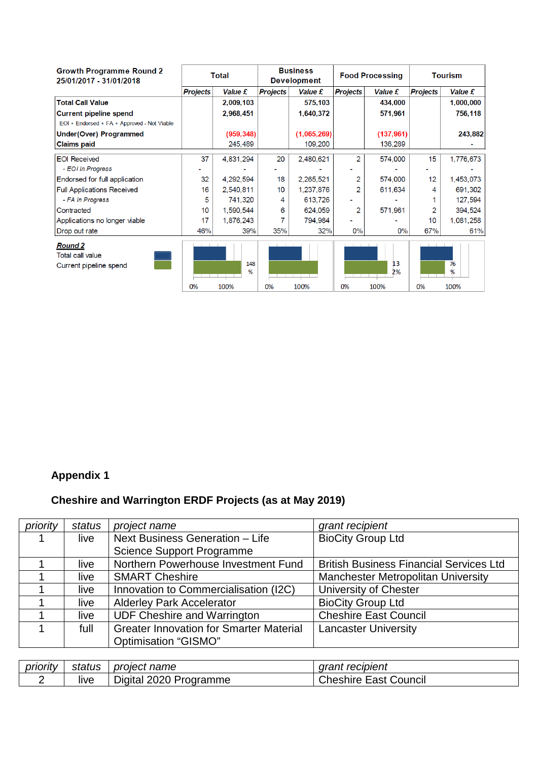| Growth Programme Round 2 25/01/2017 - 31/01/2018 | Total | | Business Development | | Food Processing | | Tourism | |
|---|---|---|---|---|---|---|---|---|
| | Projects | Value £ | Projects | Value £ | Projects | Value £ | Projects | Value £ |
| **Total Call Value** | | **2,009,103** | | **575,103** | | **434,000** | | **1,000,000** |
| **Current pipeline spend** | | **2,968,451** | | **1,640,372** | | **571,961** | | **756,118** |
| EOI + Endorsed + FA + Approved - Not Viable | | | | | | | | |
| **Under(Over) Programmed** | | (959,348) | | (1,065,269) | | (137,961) | | **243,882** |
| **Claims paid** | | 245,489 | | 109,200 | | 136,289 | | - |
| EOI Received | 37 | 4,831,294 | 20 | 2,480,621 | 2 | 574,000 | 15 | 1,776,673 |
| *- EOI In Progress* | - | - | - | - | - | - | - | - |
| Endorsed for full application | 32 | 4,292,594 | 18 | 2,265,521 | 2 | 574,000 | 12 | 1,453,073 |
| Full Applications Received | 16 | 2,540,811 | 10 | 1,237,876 | 2 | 611,634 | 4 | 691,302 |
| *- FA In Progress* | 5 | 741,320 | 4 | 613,726 | - | - | 1 | 127,594 |
| Contracted | 10 | 1,590,544 | 6 | 624,059 | 2 | 571,961 | 2 | 394,524 |
| Applications no longer viable | 17 | 1,876,243 | 7 | 794,984 | - | - | 10 | 1,081,258 |
| Drop out rate | 46% | 39% | 35% | 32% | 0% | 0% | 67% | 61% |

**Round 2**

Total call value

Current pipeline spend

| | Total | Business Development | Food Processing | Tourism |
|---|---|---|---|---|
| Current pipeline spend vs total call value | 148% | | 132% | 76% |

## Appendix 1

### Cheshire and Warrington ERDF Projects (as at May 2019)

| *priority* | *status* | *project name* | *grant recipient* |
|---|---|---|---|
| 1 | live | Next Business Generation – Life Science Support Programme | BioCity Group Ltd |
| 1 | live | Northern Powerhouse Investment Fund | British Business Financial Services Ltd |
| 1 | live | SMART Cheshire | Manchester Metropolitan University |
| 1 | live | Innovation to Commercialisation (I2C) | University of Chester |
| 1 | live | Alderley Park Accelerator | BioCity Group Ltd |
| 1 | live | UDF Cheshire and Warrington | Cheshire East Council |
| 1 | full | Greater Innovation for Smarter Material Optimisation “GISMO” | Lancaster University |

| *priority* | *status* | *project name* | *grant recipient* |
|---|---|---|---|
| 2 | live | Digital 2020 Programme | Cheshire East Council |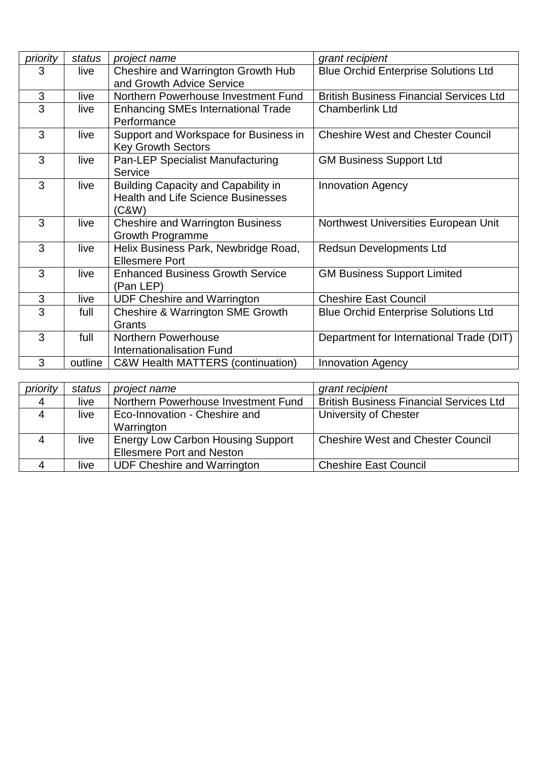| *priority* | *status* | *project name* | *grant recipient* |
|---|---|---|---|
| 3 | live | Cheshire and Warrington Growth Hub and Growth Advice Service | Blue Orchid Enterprise Solutions Ltd |
| 3 | live | Northern Powerhouse Investment Fund | British Business Financial Services Ltd |
| 3 | live | Enhancing SMEs International Trade Performance | Chamberlink Ltd |
| 3 | live | Support and Workspace for Business in Key Growth Sectors | Cheshire West and Chester Council |
| 3 | live | Pan-LEP Specialist Manufacturing Service | GM Business Support Ltd |
| 3 | live | Building Capacity and Capability in Health and Life Science Businesses (C&W) | Innovation Agency |
| 3 | live | Cheshire and Warrington Business Growth Programme | Northwest Universities European Unit |
| 3 | live | Helix Business Park, Newbridge Road, Ellesmere Port | Redsun Developments Ltd |
| 3 | live | Enhanced Business Growth Service (Pan LEP) | GM Business Support Limited |
| 3 | live | UDF Cheshire and Warrington | Cheshire East Council |
| 3 | full | Cheshire & Warrington SME Growth Grants | Blue Orchid Enterprise Solutions Ltd |
| 3 | full | Northern Powerhouse Internationalisation Fund | Department for International Trade (DIT) |
| 3 | outline | C&W Health MATTERS (continuation) | Innovation Agency |

| *priority* | *status* | *project name* | *grant recipient* |
|---|---|---|---|
| 4 | live | Northern Powerhouse Investment Fund | British Business Financial Services Ltd |
| 4 | live | Eco-Innovation - Cheshire and Warrington | University of Chester |
| 4 | live | Energy Low Carbon Housing Support Ellesmere Port and Neston | Cheshire West and Chester Council |
| 4 | live | UDF Cheshire and Warrington | Cheshire East Council |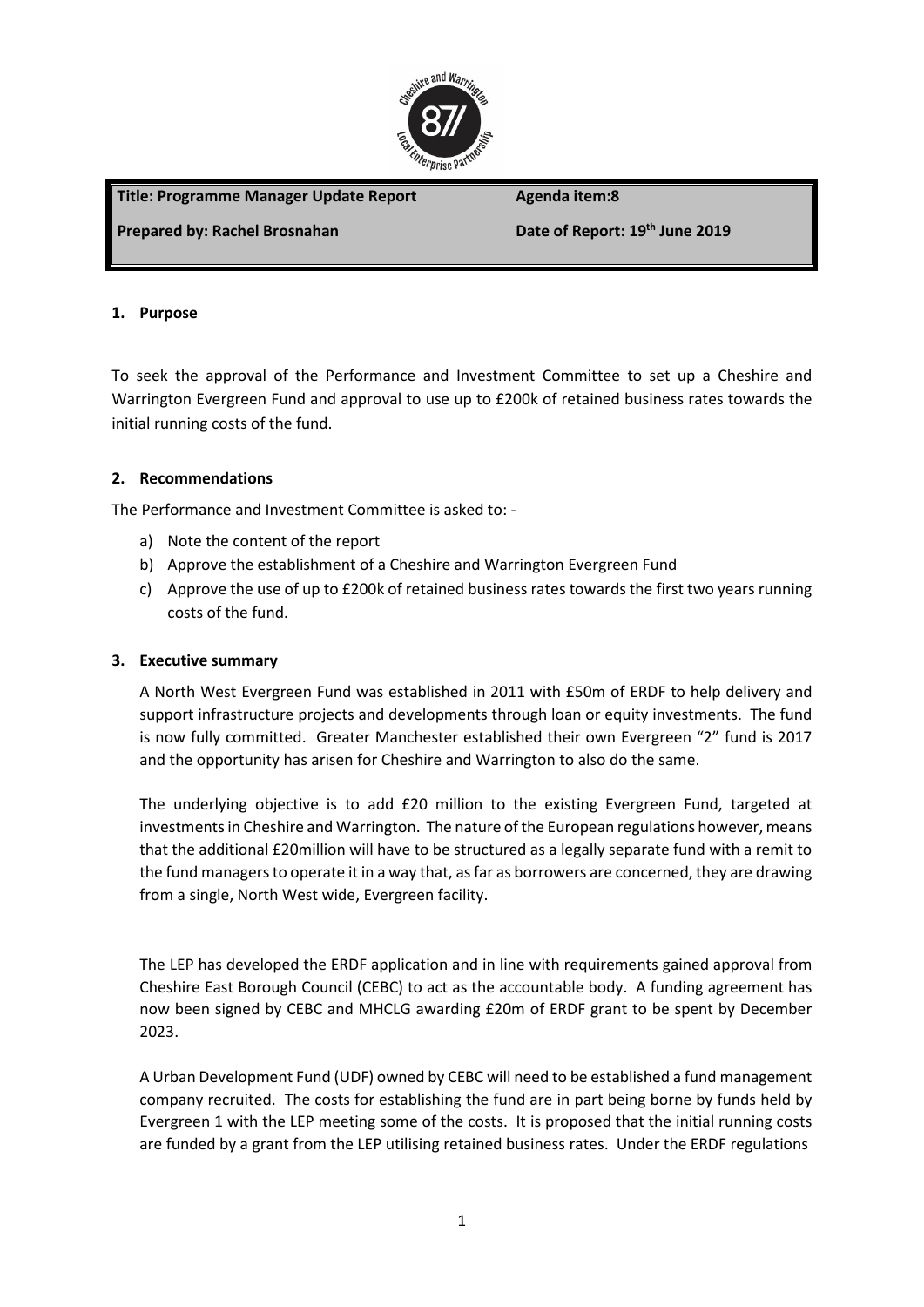| **Title: Programme Manager Update Report** | **Agenda item:8** |
|---|---|
| **Prepared by: Rachel Brosnahan** | **Date of Report: 19th June 2019** |

## 1. Purpose

To seek the approval of the Performance and Investment Committee to set up a Cheshire and Warrington Evergreen Fund and approval to use up to £200k of retained business rates towards the initial running costs of the fund.

## 2. Recommendations

The Performance and Investment Committee is asked to: -

a) Note the content of the report
b) Approve the establishment of a Cheshire and Warrington Evergreen Fund
c) Approve the use of up to £200k of retained business rates towards the first two years running costs of the fund.

## 3. Executive summary

A North West Evergreen Fund was established in 2011 with £50m of ERDF to help delivery and support infrastructure projects and developments through loan or equity investments. The fund is now fully committed. Greater Manchester established their own Evergreen "2" fund is 2017 and the opportunity has arisen for Cheshire and Warrington to also do the same.

The underlying objective is to add £20 million to the existing Evergreen Fund, targeted at investments in Cheshire and Warrington. The nature of the European regulations however, means that the additional £20million will have to be structured as a legally separate fund with a remit to the fund managers to operate it in a way that, as far as borrowers are concerned, they are drawing from a single, North West wide, Evergreen facility.

The LEP has developed the ERDF application and in line with requirements gained approval from Cheshire East Borough Council (CEBC) to act as the accountable body. A funding agreement has now been signed by CEBC and MHCLG awarding £20m of ERDF grant to be spent by December 2023.

A Urban Development Fund (UDF) owned by CEBC will need to be established a fund management company recruited. The costs for establishing the fund are in part being borne by funds held by Evergreen 1 with the LEP meeting some of the costs. It is proposed that the initial running costs are funded by a grant from the LEP utilising retained business rates. Under the ERDF regulations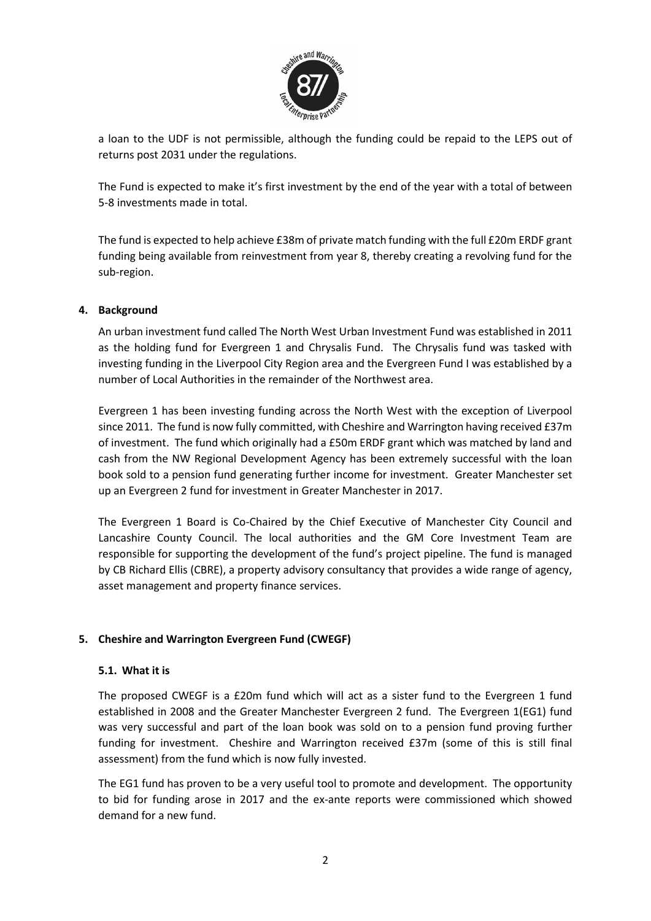a loan to the UDF is not permissible, although the funding could be repaid to the LEPS out of returns post 2031 under the regulations.

The Fund is expected to make it's first investment by the end of the year with a total of between 5-8 investments made in total.

The fund is expected to help achieve £38m of private match funding with the full £20m ERDF grant funding being available from reinvestment from year 8, thereby creating a revolving fund for the sub-region.

## 4. Background

An urban investment fund called The North West Urban Investment Fund was established in 2011 as the holding fund for Evergreen 1 and Chrysalis Fund. The Chrysalis fund was tasked with investing funding in the Liverpool City Region area and the Evergreen Fund I was established by a number of Local Authorities in the remainder of the Northwest area.

Evergreen 1 has been investing funding across the North West with the exception of Liverpool since 2011. The fund is now fully committed, with Cheshire and Warrington having received £37m of investment. The fund which originally had a £50m ERDF grant which was matched by land and cash from the NW Regional Development Agency has been extremely successful with the loan book sold to a pension fund generating further income for investment. Greater Manchester set up an Evergreen 2 fund for investment in Greater Manchester in 2017.

The Evergreen 1 Board is Co-Chaired by the Chief Executive of Manchester City Council and Lancashire County Council. The local authorities and the GM Core Investment Team are responsible for supporting the development of the fund's project pipeline. The fund is managed by CB Richard Ellis (CBRE), a property advisory consultancy that provides a wide range of agency, asset management and property finance services.

## 5. Cheshire and Warrington Evergreen Fund (CWEGF)

### 5.1. What it is

The proposed CWEGF is a £20m fund which will act as a sister fund to the Evergreen 1 fund established in 2008 and the Greater Manchester Evergreen 2 fund. The Evergreen 1(EG1) fund was very successful and part of the loan book was sold on to a pension fund proving further funding for investment. Cheshire and Warrington received £37m (some of this is still final assessment) from the fund which is now fully invested.

The EG1 fund has proven to be a very useful tool to promote and development. The opportunity to bid for funding arose in 2017 and the ex-ante reports were commissioned which showed demand for a new fund.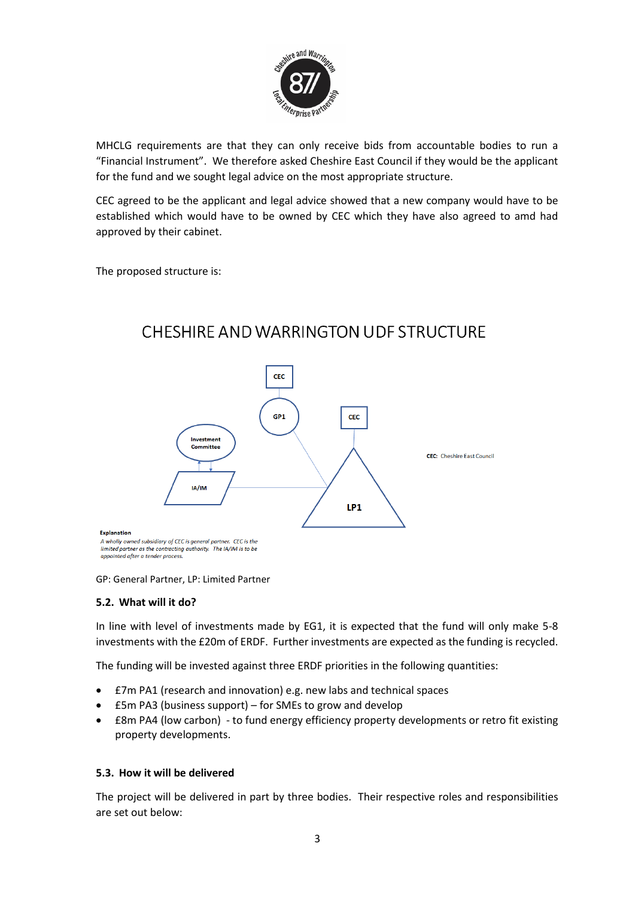MHCLG requirements are that they can only receive bids from accountable bodies to run a "Financial Instrument". We therefore asked Cheshire East Council if they would be the applicant for the fund and we sought legal advice on the most appropriate structure.

CEC agreed to be the applicant and legal advice showed that a new company would have to be established which would have to be owned by CEC which they have also agreed to amd had approved by their cabinet.

The proposed structure is:

## CHESHIRE AND WARRINGTON UDF STRUCTURE

CEC

GP1

CEC

Investment Committee

IA/IM

LP1

CEC: Cheshire East Council

**Explanation**

*A wholly owned subsidiary of CEC is general partner. CEC is the limited partner as the contracting authority. The IA/IM is to be appointed after a tender process.*

GP: General Partner, LP: Limited Partner

### 5.2. What will it do?

In line with level of investments made by EG1, it is expected that the fund will only make 5-8 investments with the £20m of ERDF. Further investments are expected as the funding is recycled.

The funding will be invested against three ERDF priorities in the following quantities:

- £7m PA1 (research and innovation) e.g. new labs and technical spaces
- £5m PA3 (business support) – for SMEs to grow and develop
- £8m PA4 (low carbon) - to fund energy efficiency property developments or retro fit existing property developments.

### 5.3. How it will be delivered

The project will be delivered in part by three bodies. Their respective roles and responsibilities are set out below: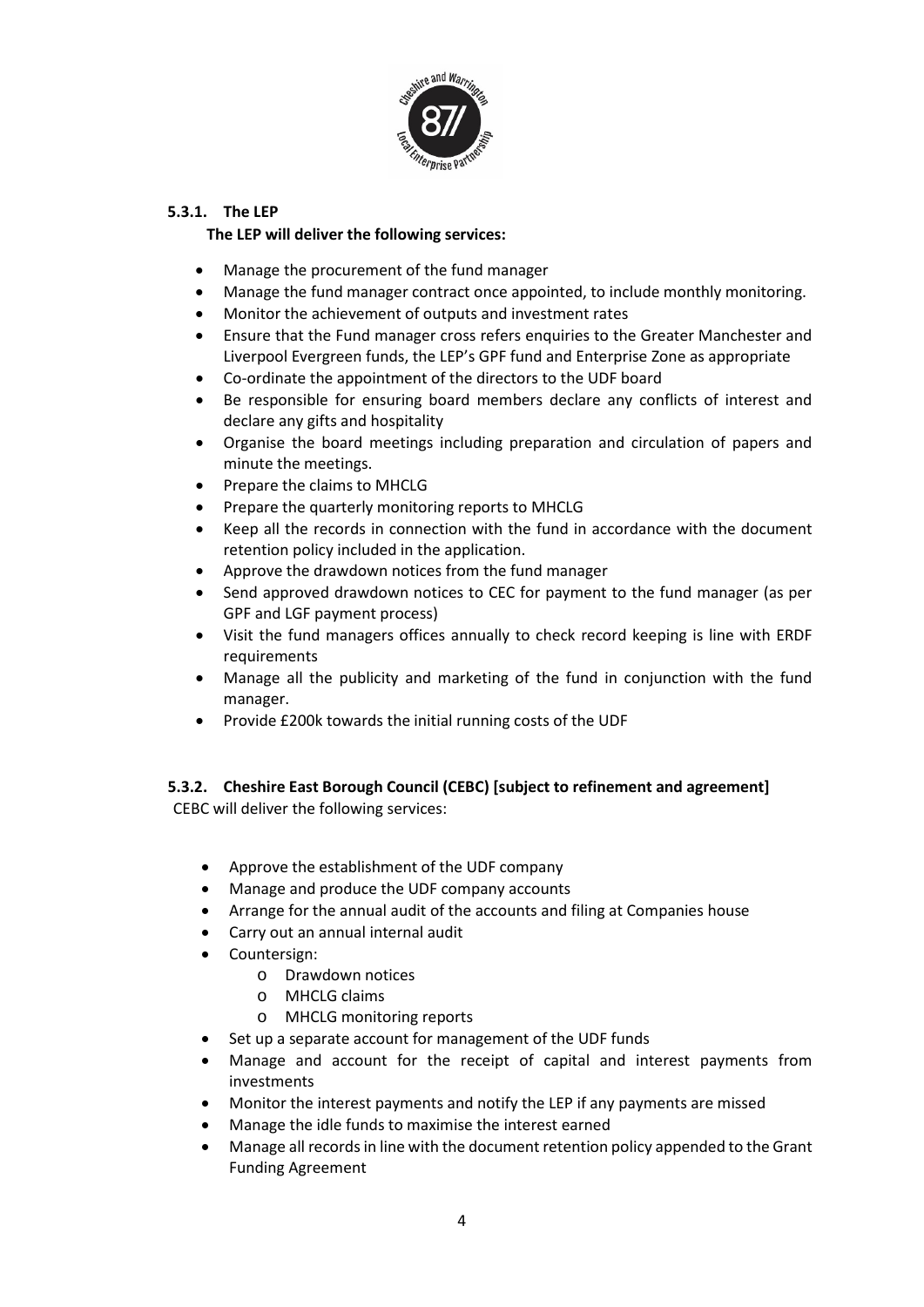#### 5.3.1. The LEP

**The LEP will deliver the following services:**

- Manage the procurement of the fund manager
- Manage the fund manager contract once appointed, to include monthly monitoring.
- Monitor the achievement of outputs and investment rates
- Ensure that the Fund manager cross refers enquiries to the Greater Manchester and Liverpool Evergreen funds, the LEP's GPF fund and Enterprise Zone as appropriate
- Co-ordinate the appointment of the directors to the UDF board
- Be responsible for ensuring board members declare any conflicts of interest and declare any gifts and hospitality
- Organise the board meetings including preparation and circulation of papers and minute the meetings.
- Prepare the claims to MHCLG
- Prepare the quarterly monitoring reports to MHCLG
- Keep all the records in connection with the fund in accordance with the document retention policy included in the application.
- Approve the drawdown notices from the fund manager
- Send approved drawdown notices to CEC for payment to the fund manager (as per GPF and LGF payment process)
- Visit the fund managers offices annually to check record keeping is line with ERDF requirements
- Manage all the publicity and marketing of the fund in conjunction with the fund manager.
- Provide £200k towards the initial running costs of the UDF

#### 5.3.2. Cheshire East Borough Council (CEBC) [subject to refinement and agreement]

CEBC will deliver the following services:

- Approve the establishment of the UDF company
- Manage and produce the UDF company accounts
- Arrange for the annual audit of the accounts and filing at Companies house
- Carry out an annual internal audit
- Countersign:
  - Drawdown notices
  - MHCLG claims
  - MHCLG monitoring reports
- Set up a separate account for management of the UDF funds
- Manage and account for the receipt of capital and interest payments from investments
- Monitor the interest payments and notify the LEP if any payments are missed
- Manage the idle funds to maximise the interest earned
- Manage all records in line with the document retention policy appended to the Grant Funding Agreement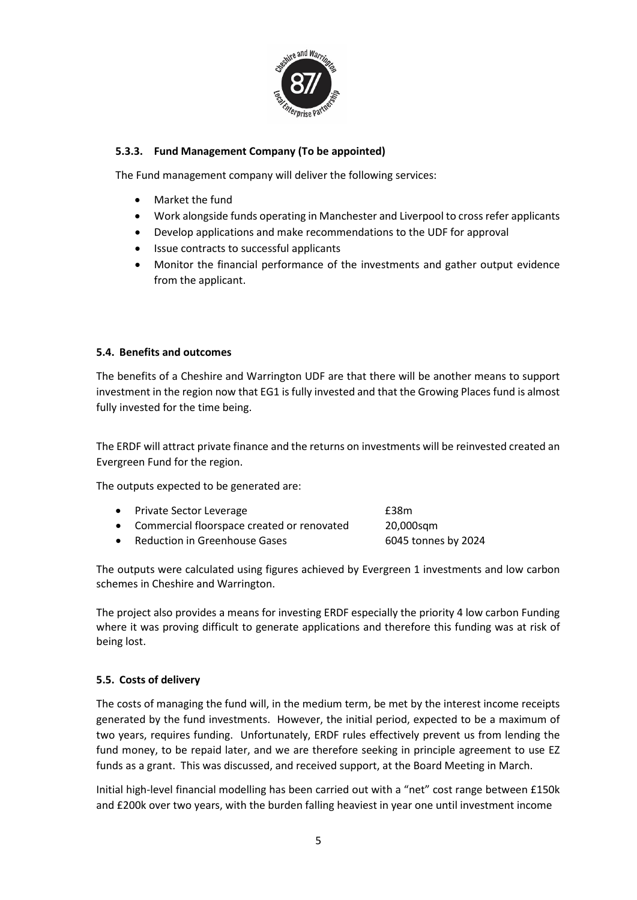### 5.3.3. Fund Management Company (To be appointed)

The Fund management company will deliver the following services:

- Market the fund
- Work alongside funds operating in Manchester and Liverpool to cross refer applicants
- Develop applications and make recommendations to the UDF for approval
- Issue contracts to successful applicants
- Monitor the financial performance of the investments and gather output evidence from the applicant.

### 5.4. Benefits and outcomes

The benefits of a Cheshire and Warrington UDF are that there will be another means to support investment in the region now that EG1 is fully invested and that the Growing Places fund is almost fully invested for the time being.

The ERDF will attract private finance and the returns on investments will be reinvested created an Evergreen Fund for the region.

The outputs expected to be generated are:

| | |
|---|---|
| Private Sector Leverage | £38m |
| Commercial floorspace created or renovated | 20,000sqm |
| Reduction in Greenhouse Gases | 6045 tonnes by 2024 |

The outputs were calculated using figures achieved by Evergreen 1 investments and low carbon schemes in Cheshire and Warrington.

The project also provides a means for investing ERDF especially the priority 4 low carbon Funding where it was proving difficult to generate applications and therefore this funding was at risk of being lost.

### 5.5. Costs of delivery

The costs of managing the fund will, in the medium term, be met by the interest income receipts generated by the fund investments. However, the initial period, expected to be a maximum of two years, requires funding. Unfortunately, ERDF rules effectively prevent us from lending the fund money, to be repaid later, and we are therefore seeking in principle agreement to use EZ funds as a grant. This was discussed, and received support, at the Board Meeting in March.

Initial high-level financial modelling has been carried out with a "net" cost range between £150k and £200k over two years, with the burden falling heaviest in year one until investment income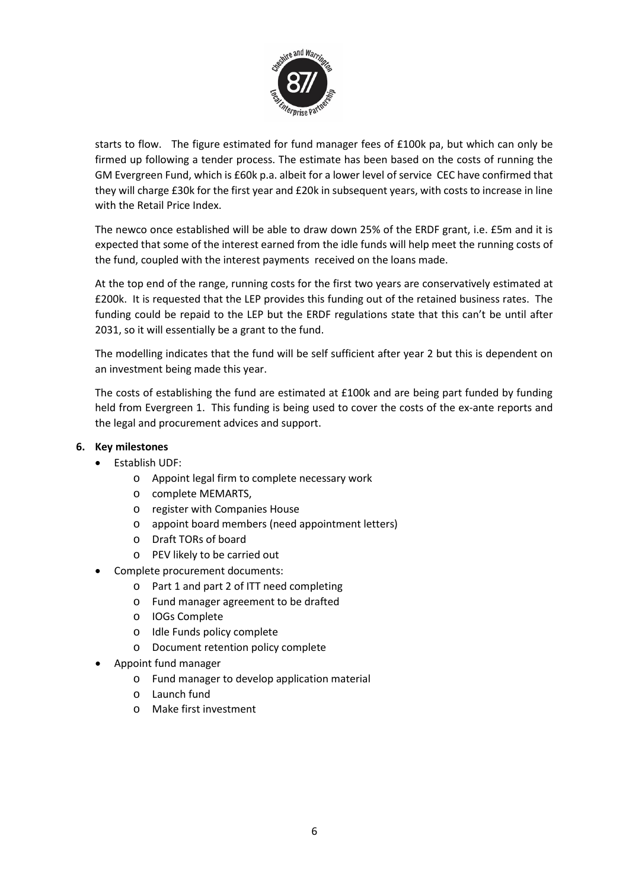starts to flow. The figure estimated for fund manager fees of £100k pa, but which can only be firmed up following a tender process. The estimate has been based on the costs of running the GM Evergreen Fund, which is £60k p.a. albeit for a lower level of service CEC have confirmed that they will charge £30k for the first year and £20k in subsequent years, with costs to increase in line with the Retail Price Index.

The newco once established will be able to draw down 25% of the ERDF grant, i.e. £5m and it is expected that some of the interest earned from the idle funds will help meet the running costs of the fund, coupled with the interest payments received on the loans made.

At the top end of the range, running costs for the first two years are conservatively estimated at £200k. It is requested that the LEP provides this funding out of the retained business rates. The funding could be repaid to the LEP but the ERDF regulations state that this can't be until after 2031, so it will essentially be a grant to the fund.

The modelling indicates that the fund will be self sufficient after year 2 but this is dependent on an investment being made this year.

The costs of establishing the fund are estimated at £100k and are being part funded by funding held from Evergreen 1. This funding is being used to cover the costs of the ex-ante reports and the legal and procurement advices and support.

## 6. Key milestones

- Establish UDF:
  - Appoint legal firm to complete necessary work
  - complete MEMARTS,
  - register with Companies House
  - appoint board members (need appointment letters)
  - Draft TORs of board
  - PEV likely to be carried out
- Complete procurement documents:
  - Part 1 and part 2 of ITT need completing
  - Fund manager agreement to be drafted
  - IOGs Complete
  - Idle Funds policy complete
  - Document retention policy complete
- Appoint fund manager
  - Fund manager to develop application material
  - Launch fund
  - Make first investment